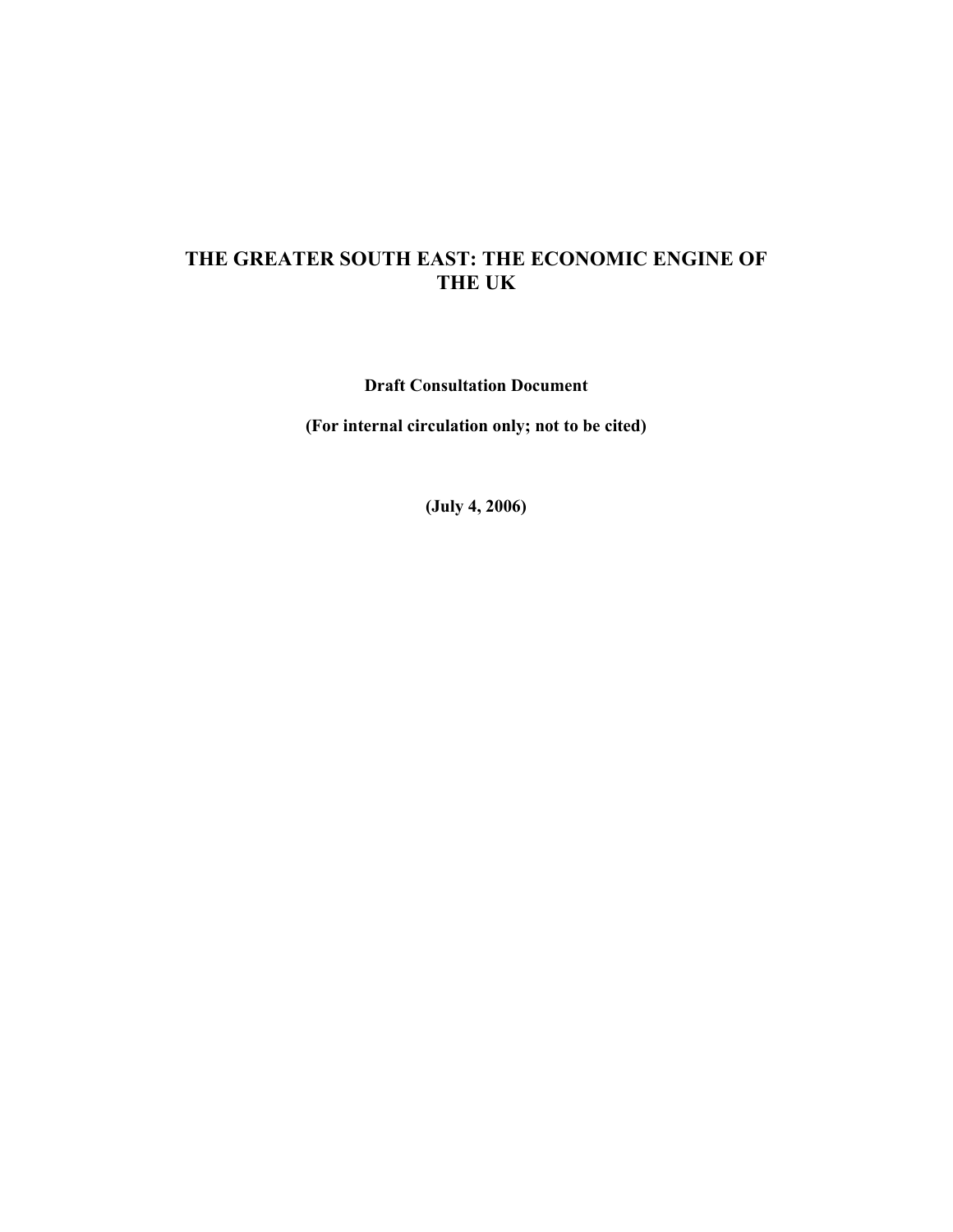# THE GREATER SOUTH EAST: THE ECONOMIC ENGINE OF THE UK

**Draft Consultation Document**

**(For internal circulation only; not to be cited)**

**(July 4, 2006)**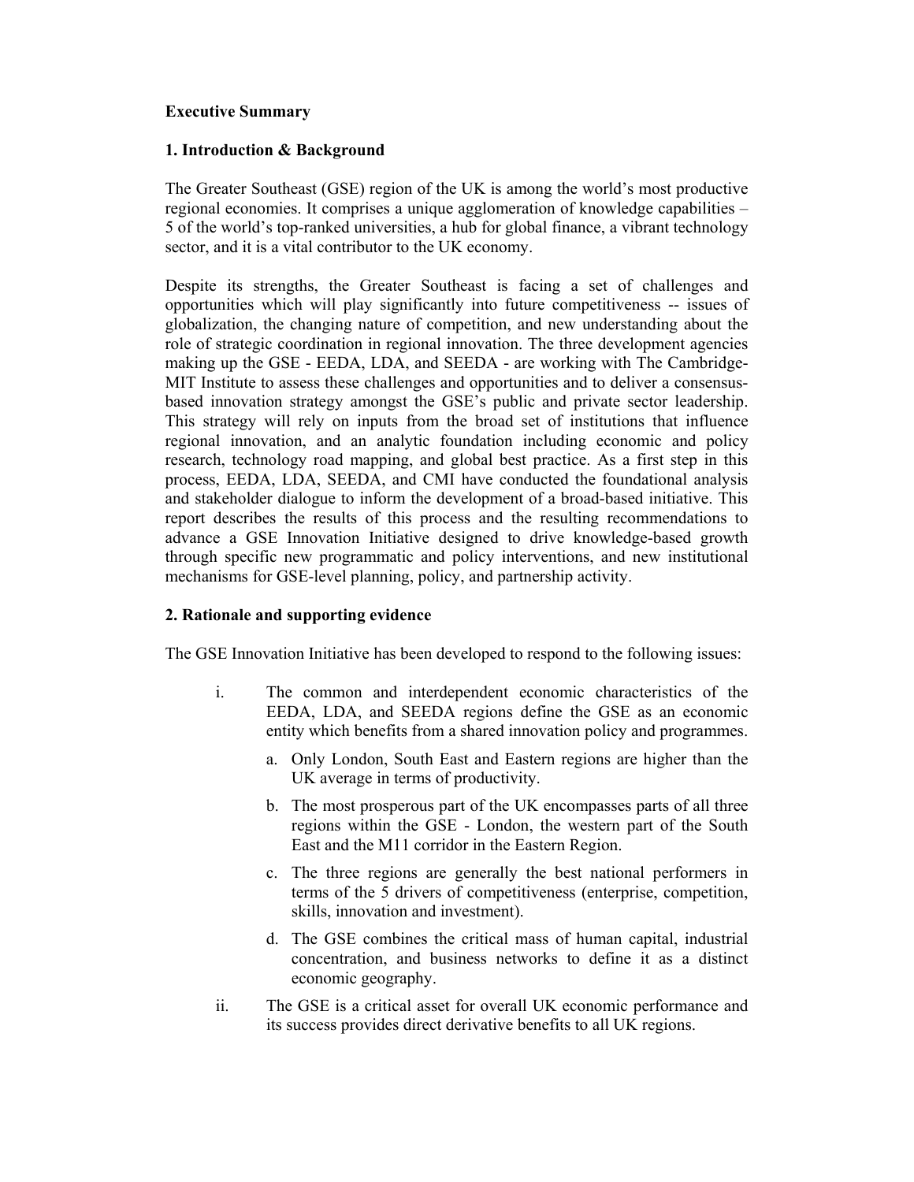**Executive Summary**

**1. Introduction & Background**

The Greater Southeast (GSE) region of the UK is among the world's most productive regional economies. It comprises a unique agglomeration of knowledge capabilities – 5 of the world's top-ranked universities, a hub for global finance, a vibrant technology sector, and it is a vital contributor to the UK economy.

Despite its strengths, the Greater Southeast is facing a set of challenges and opportunities which will play significantly into future competitiveness -- issues of globalization, the changing nature of competition, and new understanding about the role of strategic coordination in regional innovation. The three development agencies making up the GSE - EEDA, LDA, and SEEDA - are working with The Cambridge-MIT Institute to assess these challenges and opportunities and to deliver a consensus-based innovation strategy amongst the GSE's public and private sector leadership. This strategy will rely on inputs from the broad set of institutions that influence regional innovation, and an analytic foundation including economic and policy research, technology road mapping, and global best practice. As a first step in this process, EEDA, LDA, SEEDA, and CMI have conducted the foundational analysis and stakeholder dialogue to inform the development of a broad-based initiative. This report describes the results of this process and the resulting recommendations to advance a GSE Innovation Initiative designed to drive knowledge-based growth through specific new programmatic and policy interventions, and new institutional mechanisms for GSE-level planning, policy, and partnership activity.

**2. Rationale and supporting evidence**

The GSE Innovation Initiative has been developed to respond to the following issues:

i. The common and interdependent economic characteristics of the EEDA, LDA, and SEEDA regions define the GSE as an economic entity which benefits from a shared innovation policy and programmes.

   a. Only London, South East and Eastern regions are higher than the UK average in terms of productivity.

   b. The most prosperous part of the UK encompasses parts of all three regions within the GSE - London, the western part of the South East and the M11 corridor in the Eastern Region.

   c. The three regions are generally the best national performers in terms of the 5 drivers of competitiveness (enterprise, competition, skills, innovation and investment).

   d. The GSE combines the critical mass of human capital, industrial concentration, and business networks to define it as a distinct economic geography.

ii. The GSE is a critical asset for overall UK economic performance and its success provides direct derivative benefits to all UK regions.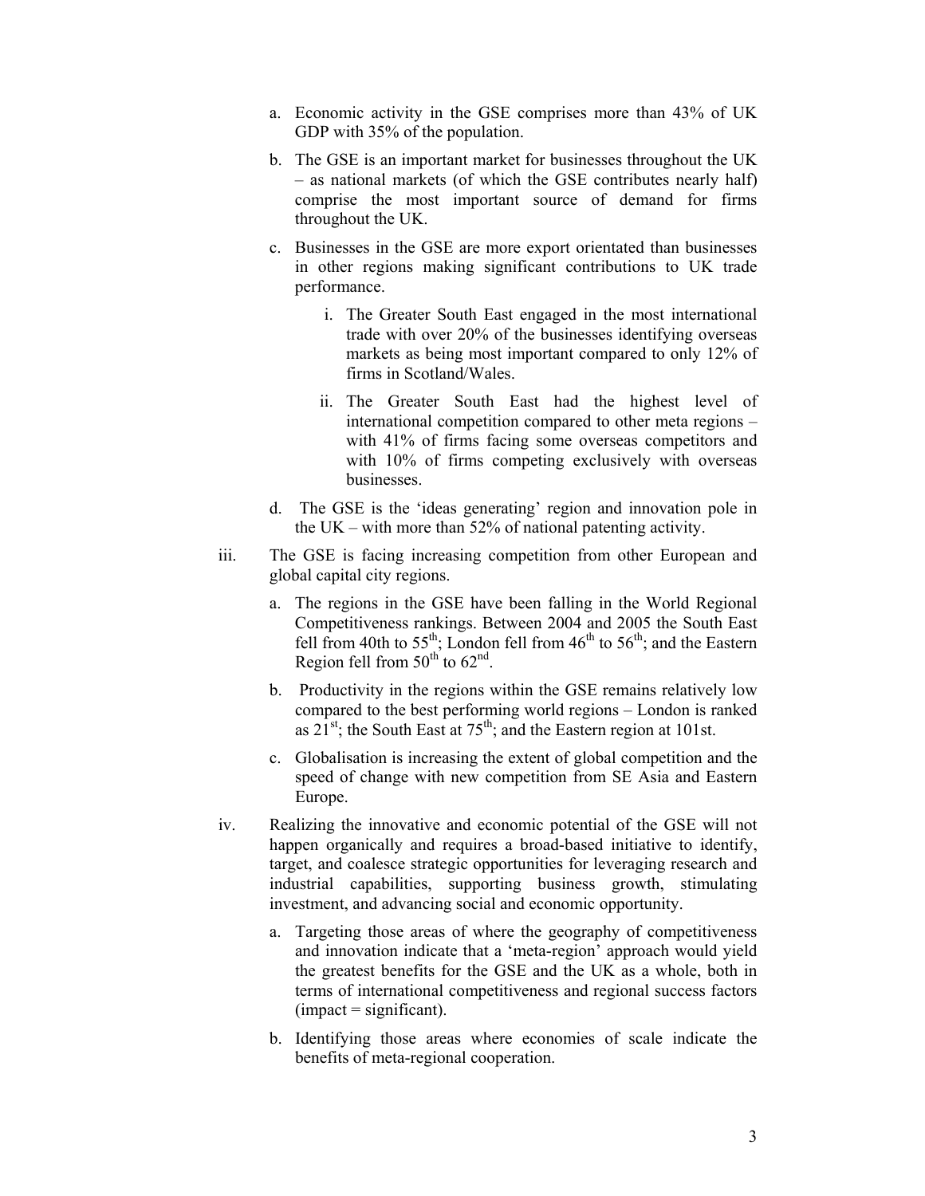a. Economic activity in the GSE comprises more than 43% of UK GDP with 35% of the population.

b. The GSE is an important market for businesses throughout the UK – as national markets (of which the GSE contributes nearly half) comprise the most important source of demand for firms throughout the UK.

c. Businesses in the GSE are more export orientated than businesses in other regions making significant contributions to UK trade performance.

   i. The Greater South East engaged in the most international trade with over 20% of the businesses identifying overseas markets as being most important compared to only 12% of firms in Scotland/Wales.

   ii. The Greater South East had the highest level of international competition compared to other meta regions – with 41% of firms facing some overseas competitors and with 10% of firms competing exclusively with overseas businesses.

d. The GSE is the 'ideas generating' region and innovation pole in the UK – with more than 52% of national patenting activity.

iii. The GSE is facing increasing competition from other European and global capital city regions.

   a. The regions in the GSE have been falling in the World Regional Competitiveness rankings. Between 2004 and 2005 the South East fell from 40th to 55th; London fell from 46th to 56th; and the Eastern Region fell from 50th to 62nd.

   b. Productivity in the regions within the GSE remains relatively low compared to the best performing world regions – London is ranked as 21st; the South East at 75th; and the Eastern region at 101st.

   c. Globalisation is increasing the extent of global competition and the speed of change with new competition from SE Asia and Eastern Europe.

iv. Realizing the innovative and economic potential of the GSE will not happen organically and requires a broad-based initiative to identify, target, and coalesce strategic opportunities for leveraging research and industrial capabilities, supporting business growth, stimulating investment, and advancing social and economic opportunity.

   a. Targeting those areas of where the geography of competitiveness and innovation indicate that a 'meta-region' approach would yield the greatest benefits for the GSE and the UK as a whole, both in terms of international competitiveness and regional success factors (impact = significant).

   b. Identifying those areas where economies of scale indicate the benefits of meta-regional cooperation.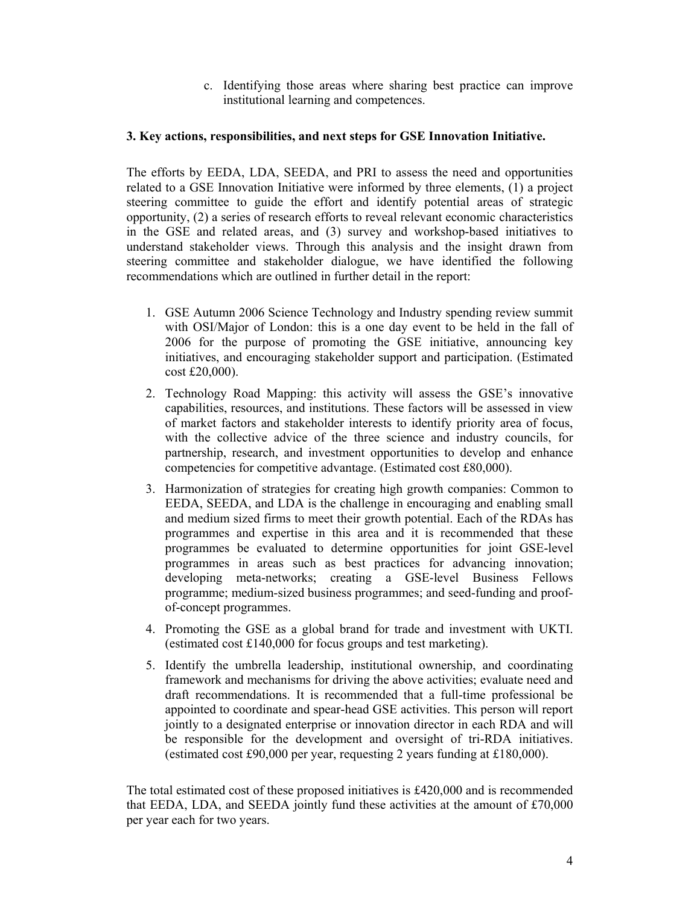c. Identifying those areas where sharing best practice can improve institutional learning and competences.

**3. Key actions, responsibilities, and next steps for GSE Innovation Initiative.**

The efforts by EEDA, LDA, SEEDA, and PRI to assess the need and opportunities related to a GSE Innovation Initiative were informed by three elements, (1) a project steering committee to guide the effort and identify potential areas of strategic opportunity, (2) a series of research efforts to reveal relevant economic characteristics in the GSE and related areas, and (3) survey and workshop-based initiatives to understand stakeholder views. Through this analysis and the insight drawn from steering committee and stakeholder dialogue, we have identified the following recommendations which are outlined in further detail in the report:

1. GSE Autumn 2006 Science Technology and Industry spending review summit with OSI/Major of London: this is a one day event to be held in the fall of 2006 for the purpose of promoting the GSE initiative, announcing key initiatives, and encouraging stakeholder support and participation. (Estimated cost £20,000).
2. Technology Road Mapping: this activity will assess the GSE's innovative capabilities, resources, and institutions. These factors will be assessed in view of market factors and stakeholder interests to identify priority area of focus, with the collective advice of the three science and industry councils, for partnership, research, and investment opportunities to develop and enhance competencies for competitive advantage. (Estimated cost £80,000).
3. Harmonization of strategies for creating high growth companies: Common to EEDA, SEEDA, and LDA is the challenge in encouraging and enabling small and medium sized firms to meet their growth potential. Each of the RDAs has programmes and expertise in this area and it is recommended that these programmes be evaluated to determine opportunities for joint GSE-level programmes in areas such as best practices for advancing innovation; developing meta-networks; creating a GSE-level Business Fellows programme; medium-sized business programmes; and seed-funding and proof-of-concept programmes.
4. Promoting the GSE as a global brand for trade and investment with UKTI. (estimated cost £140,000 for focus groups and test marketing).
5. Identify the umbrella leadership, institutional ownership, and coordinating framework and mechanisms for driving the above activities; evaluate need and draft recommendations. It is recommended that a full-time professional be appointed to coordinate and spear-head GSE activities. This person will report jointly to a designated enterprise or innovation director in each RDA and will be responsible for the development and oversight of tri-RDA initiatives. (estimated cost £90,000 per year, requesting 2 years funding at £180,000).

The total estimated cost of these proposed initiatives is £420,000 and is recommended that EEDA, LDA, and SEEDA jointly fund these activities at the amount of £70,000 per year each for two years.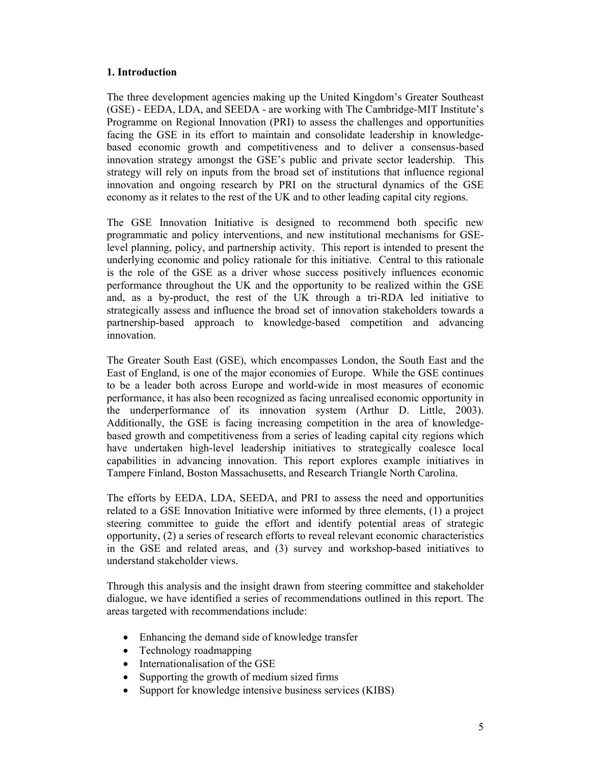## 1. Introduction

The three development agencies making up the United Kingdom's Greater Southeast (GSE) - EEDA, LDA, and SEEDA - are working with The Cambridge-MIT Institute's Programme on Regional Innovation (PRI) to assess the challenges and opportunities facing the GSE in its effort to maintain and consolidate leadership in knowledge-based economic growth and competitiveness and to deliver a consensus-based innovation strategy amongst the GSE's public and private sector leadership. This strategy will rely on inputs from the broad set of institutions that influence regional innovation and ongoing research by PRI on the structural dynamics of the GSE economy as it relates to the rest of the UK and to other leading capital city regions.

The GSE Innovation Initiative is designed to recommend both specific new programmatic and policy interventions, and new institutional mechanisms for GSE-level planning, policy, and partnership activity. This report is intended to present the underlying economic and policy rationale for this initiative. Central to this rationale is the role of the GSE as a driver whose success positively influences economic performance throughout the UK and the opportunity to be realized within the GSE and, as a by-product, the rest of the UK through a tri-RDA led initiative to strategically assess and influence the broad set of innovation stakeholders towards a partnership-based approach to knowledge-based competition and advancing innovation.

The Greater South East (GSE), which encompasses London, the South East and the East of England, is one of the major economies of Europe. While the GSE continues to be a leader both across Europe and world-wide in most measures of economic performance, it has also been recognized as facing unrealised economic opportunity in the underperformance of its innovation system (Arthur D. Little, 2003). Additionally, the GSE is facing increasing competition in the area of knowledge-based growth and competitiveness from a series of leading capital city regions which have undertaken high-level leadership initiatives to strategically coalesce local capabilities in advancing innovation. This report explores example initiatives in Tampere Finland, Boston Massachusetts, and Research Triangle North Carolina.

The efforts by EEDA, LDA, SEEDA, and PRI to assess the need and opportunities related to a GSE Innovation Initiative were informed by three elements, (1) a project steering committee to guide the effort and identify potential areas of strategic opportunity, (2) a series of research efforts to reveal relevant economic characteristics in the GSE and related areas, and (3) survey and workshop-based initiatives to understand stakeholder views.

Through this analysis and the insight drawn from steering committee and stakeholder dialogue, we have identified a series of recommendations outlined in this report. The areas targeted with recommendations include:

- Enhancing the demand side of knowledge transfer
- Technology roadmapping
- Internationalisation of the GSE
- Supporting the growth of medium sized firms
- Support for knowledge intensive business services (KIBS)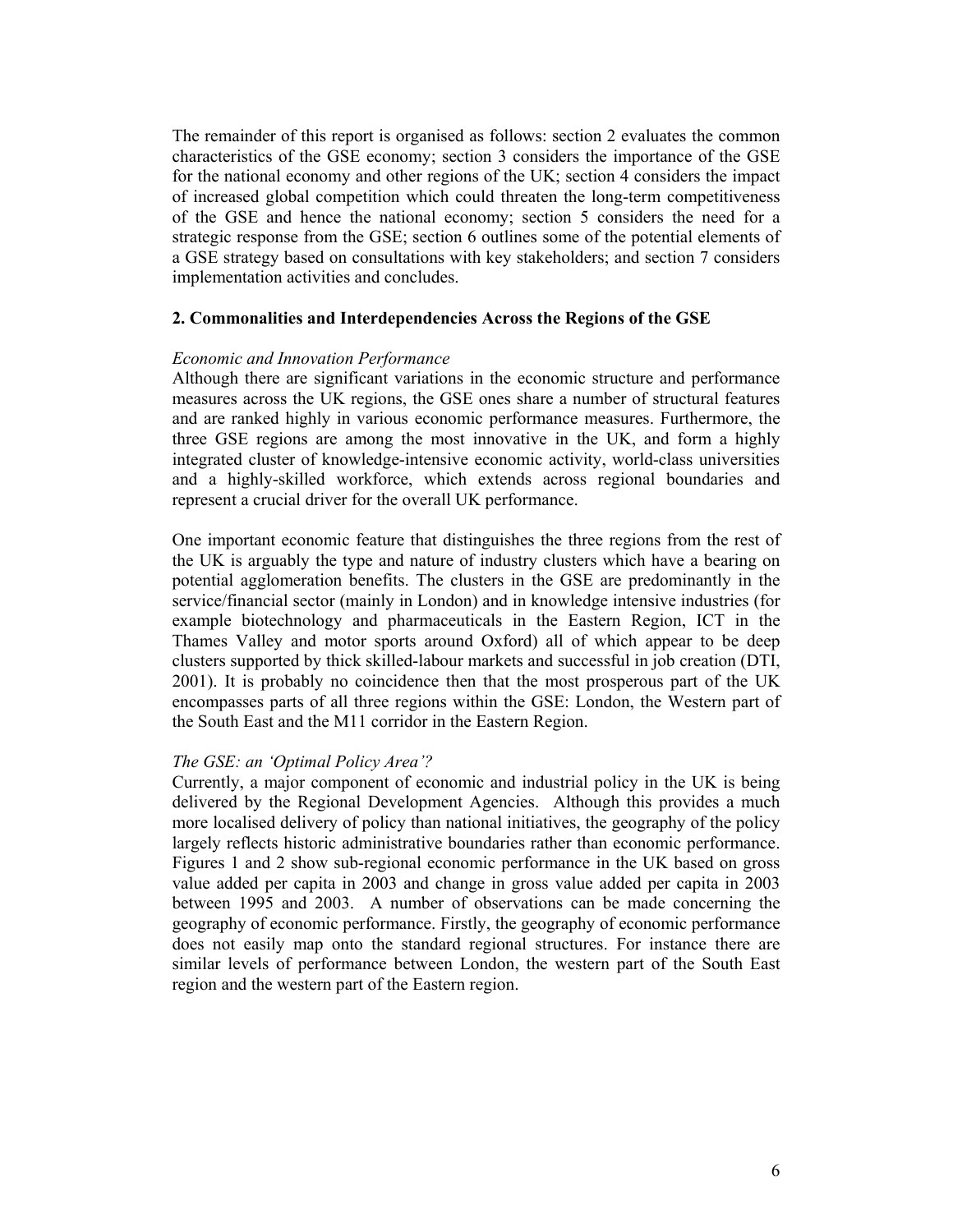The remainder of this report is organised as follows: section 2 evaluates the common characteristics of the GSE economy; section 3 considers the importance of the GSE for the national economy and other regions of the UK; section 4 considers the impact of increased global competition which could threaten the long-term competitiveness of the GSE and hence the national economy; section 5 considers the need for a strategic response from the GSE; section 6 outlines some of the potential elements of a GSE strategy based on consultations with key stakeholders; and section 7 considers implementation activities and concludes.

## 2. Commonalities and Interdependencies Across the Regions of the GSE

*Economic and Innovation Performance*

Although there are significant variations in the economic structure and performance measures across the UK regions, the GSE ones share a number of structural features and are ranked highly in various economic performance measures. Furthermore, the three GSE regions are among the most innovative in the UK, and form a highly integrated cluster of knowledge-intensive economic activity, world-class universities and a highly-skilled workforce, which extends across regional boundaries and represent a crucial driver for the overall UK performance.

One important economic feature that distinguishes the three regions from the rest of the UK is arguably the type and nature of industry clusters which have a bearing on potential agglomeration benefits. The clusters in the GSE are predominantly in the service/financial sector (mainly in London) and in knowledge intensive industries (for example biotechnology and pharmaceuticals in the Eastern Region, ICT in the Thames Valley and motor sports around Oxford) all of which appear to be deep clusters supported by thick skilled-labour markets and successful in job creation (DTI, 2001). It is probably no coincidence then that the most prosperous part of the UK encompasses parts of all three regions within the GSE: London, the Western part of the South East and the M11 corridor in the Eastern Region.

*The GSE: an 'Optimal Policy Area'?*

Currently, a major component of economic and industrial policy in the UK is being delivered by the Regional Development Agencies. Although this provides a much more localised delivery of policy than national initiatives, the geography of the policy largely reflects historic administrative boundaries rather than economic performance. Figures 1 and 2 show sub-regional economic performance in the UK based on gross value added per capita in 2003 and change in gross value added per capita in 2003 between 1995 and 2003. A number of observations can be made concerning the geography of economic performance. Firstly, the geography of economic performance does not easily map onto the standard regional structures. For instance there are similar levels of performance between London, the western part of the South East region and the western part of the Eastern region.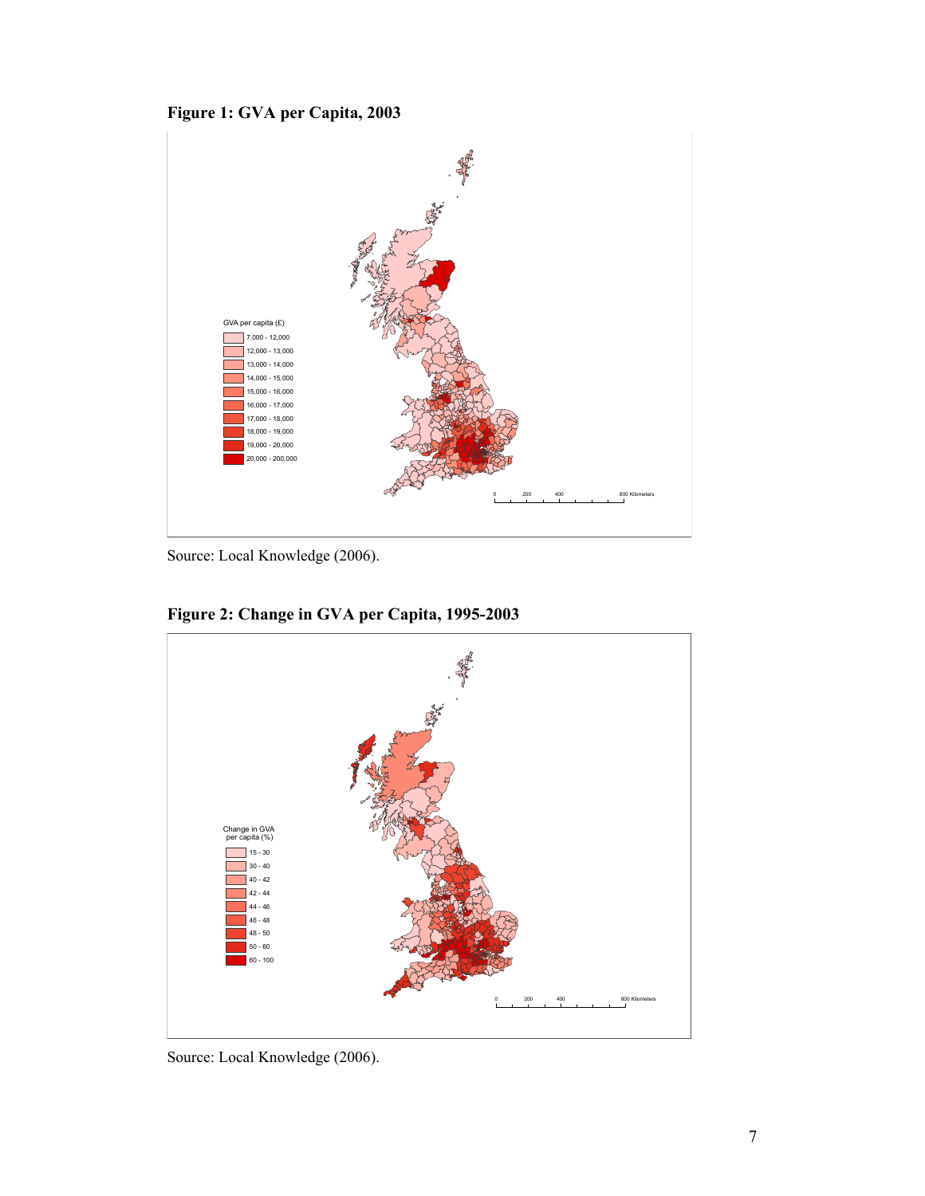**Figure 1: GVA per Capita, 2003**

GVA per capita (£)

- 7,000 - 12,000
- 12,000 - 13,000
- 13,000 - 14,000
- 14,000 - 15,000
- 15,000 - 16,000
- 16,000 - 17,000
- 17,000 - 18,000
- 18,000 - 19,000
- 19,000 - 20,000
- 20,000 - 200,000

0 200 400 800 Kilometers

Source: Local Knowledge (2006).

**Figure 2: Change in GVA per Capita, 1995-2003**

Change in GVA per capita (%)

- 15 - 30
- 30 - 40
- 40 - 42
- 42 - 44
- 44 - 46
- 46 - 48
- 48 - 50
- 50 - 60
- 60 - 100

0 200 400 800 Kilometers

Source: Local Knowledge (2006).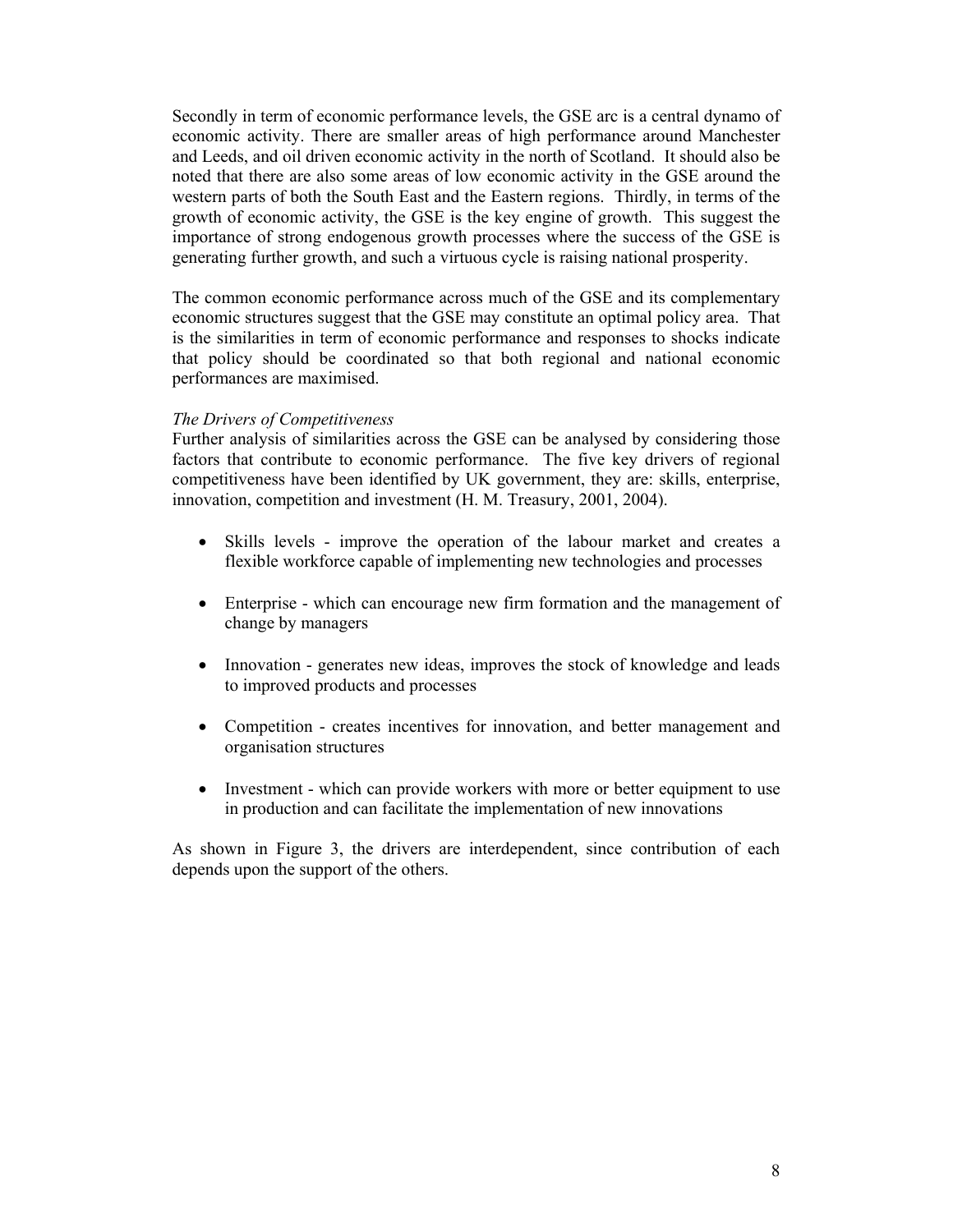Secondly in term of economic performance levels, the GSE arc is a central dynamo of economic activity. There are smaller areas of high performance around Manchester and Leeds, and oil driven economic activity in the north of Scotland. It should also be noted that there are also some areas of low economic activity in the GSE around the western parts of both the South East and the Eastern regions. Thirdly, in terms of the growth of economic activity, the GSE is the key engine of growth. This suggest the importance of strong endogenous growth processes where the success of the GSE is generating further growth, and such a virtuous cycle is raising national prosperity.

The common economic performance across much of the GSE and its complementary economic structures suggest that the GSE may constitute an optimal policy area. That is the similarities in term of economic performance and responses to shocks indicate that policy should be coordinated so that both regional and national economic performances are maximised.

*The Drivers of Competitiveness*

Further analysis of similarities across the GSE can be analysed by considering those factors that contribute to economic performance. The five key drivers of regional competitiveness have been identified by UK government, they are: skills, enterprise, innovation, competition and investment (H. M. Treasury, 2001, 2004).

- Skills levels - improve the operation of the labour market and creates a flexible workforce capable of implementing new technologies and processes
- Enterprise - which can encourage new firm formation and the management of change by managers
- Innovation - generates new ideas, improves the stock of knowledge and leads to improved products and processes
- Competition - creates incentives for innovation, and better management and organisation structures
- Investment - which can provide workers with more or better equipment to use in production and can facilitate the implementation of new innovations

As shown in Figure 3, the drivers are interdependent, since contribution of each depends upon the support of the others.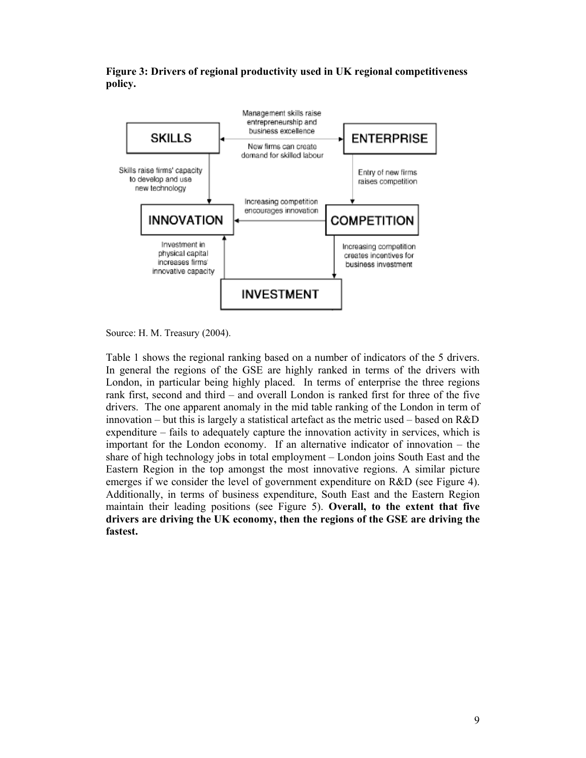**Figure 3: Drivers of regional productivity used in UK regional competitiveness policy.**

Source: H. M. Treasury (2004).

Table 1 shows the regional ranking based on a number of indicators of the 5 drivers. In general the regions of the GSE are highly ranked in terms of the drivers with London, in particular being highly placed. In terms of enterprise the three regions rank first, second and third – and overall London is ranked first for three of the five drivers. The one apparent anomaly in the mid table ranking of the London in term of innovation – but this is largely a statistical artefact as the metric used – based on R&D expenditure – fails to adequately capture the innovation activity in services, which is important for the London economy. If an alternative indicator of innovation – the share of high technology jobs in total employment – London joins South East and the Eastern Region in the top amongst the most innovative regions. A similar picture emerges if we consider the level of government expenditure on R&D (see Figure 4). Additionally, in terms of business expenditure, South East and the Eastern Region maintain their leading positions (see Figure 5). **Overall, to the extent that five drivers are driving the UK economy, then the regions of the GSE are driving the fastest.**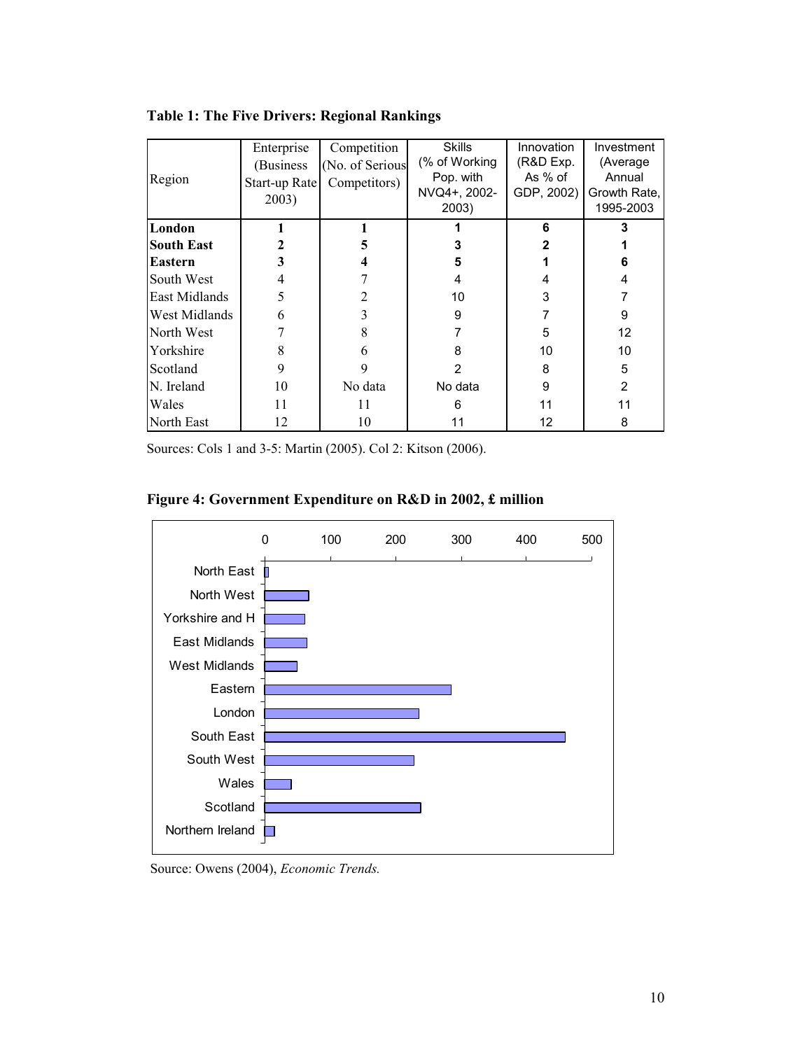**Table 1: The Five Drivers: Regional Rankings**

| Region | Enterprise (Business Start-up Rate 2003) | Competition (No. of Serious Competitors) | Skills (% of Working Pop. with NVQ4+, 2002-2003) | Innovation (R&D Exp. As % of GDP, 2002) | Investment (Average Annual Growth Rate, 1995-2003 |
|---|---|---|---|---|---|
| **London** | **1** | **1** | **1** | **6** | **3** |
| **South East** | **2** | **5** | **3** | **2** | **1** |
| **Eastern** | **3** | **4** | **5** | **1** | **6** |
| South West | 4 | 7 | 4 | 4 | 4 |
| East Midlands | 5 | 2 | 10 | 3 | 7 |
| West Midlands | 6 | 3 | 9 | 7 | 9 |
| North West | 7 | 8 | 7 | 5 | 12 |
| Yorkshire | 8 | 6 | 8 | 10 | 10 |
| Scotland | 9 | 9 | 2 | 8 | 5 |
| N. Ireland | 10 | No data | No data | 9 | 2 |
| Wales | 11 | 11 | 6 | 11 | 11 |
| North East | 12 | 10 | 11 | 12 | 8 |

Sources: Cols 1 and 3-5: Martin (2005). Col 2: Kitson (2006).

**Figure 4: Government Expenditure on R&D in 2002, £ million**

Source: Owens (2004), *Economic Trends.*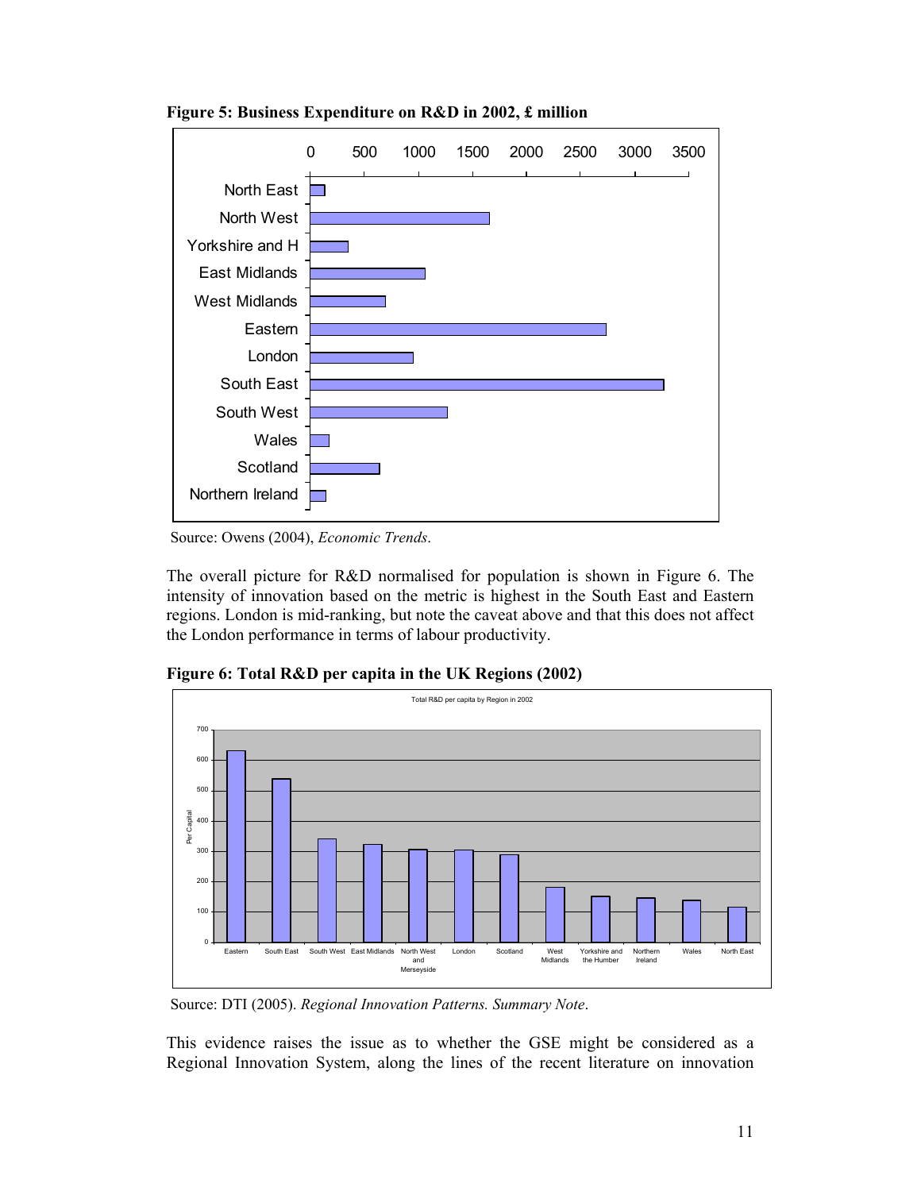**Figure 5: Business Expenditure on R&D in 2002, £ million**

Source: Owens (2004), *Economic Trends*.

The overall picture for R&D normalised for population is shown in Figure 6. The intensity of innovation based on the metric is highest in the South East and Eastern regions. London is mid-ranking, but note the caveat above and that this does not affect the London performance in terms of labour productivity.

**Figure 6: Total R&D per capita in the UK Regions (2002)**

Source: DTI (2005). *Regional Innovation Patterns. Summary Note*.

This evidence raises the issue as to whether the GSE might be considered as a Regional Innovation System, along the lines of the recent literature on innovation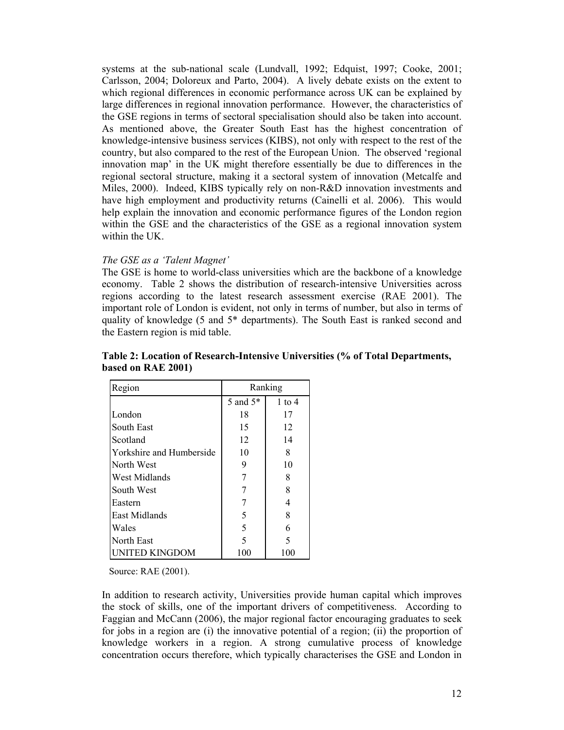systems at the sub-national scale (Lundvall, 1992; Edquist, 1997; Cooke, 2001; Carlsson, 2004; Doloreux and Parto, 2004). A lively debate exists on the extent to which regional differences in economic performance across UK can be explained by large differences in regional innovation performance. However, the characteristics of the GSE regions in terms of sectoral specialisation should also be taken into account. As mentioned above, the Greater South East has the highest concentration of knowledge-intensive business services (KIBS), not only with respect to the rest of the country, but also compared to the rest of the European Union. The observed 'regional innovation map' in the UK might therefore essentially be due to differences in the regional sectoral structure, making it a sectoral system of innovation (Metcalfe and Miles, 2000). Indeed, KIBS typically rely on non-R&D innovation investments and have high employment and productivity returns (Cainelli et al. 2006). This would help explain the innovation and economic performance figures of the London region within the GSE and the characteristics of the GSE as a regional innovation system within the UK.

*The GSE as a 'Talent Magnet'*

The GSE is home to world-class universities which are the backbone of a knowledge economy. Table 2 shows the distribution of research-intensive Universities across regions according to the latest research assessment exercise (RAE 2001). The important role of London is evident, not only in terms of number, but also in terms of quality of knowledge (5 and 5* departments). The South East is ranked second and the Eastern region is mid table.

**Table 2: Location of Research-Intensive Universities (% of Total Departments, based on RAE 2001)**

| Region | Ranking | |
|---|---|---|
| | 5 and 5* | 1 to 4 |
| London | 18 | 17 |
| South East | 15 | 12 |
| Scotland | 12 | 14 |
| Yorkshire and Humberside | 10 | 8 |
| North West | 9 | 10 |
| West Midlands | 7 | 8 |
| South West | 7 | 8 |
| Eastern | 7 | 4 |
| East Midlands | 5 | 8 |
| Wales | 5 | 6 |
| North East | 5 | 5 |
| UNITED KINGDOM | 100 | 100 |

Source: RAE (2001).

In addition to research activity, Universities provide human capital which improves the stock of skills, one of the important drivers of competitiveness. According to Faggian and McCann (2006), the major regional factor encouraging graduates to seek for jobs in a region are (i) the innovative potential of a region; (ii) the proportion of knowledge workers in a region. A strong cumulative process of knowledge concentration occurs therefore, which typically characterises the GSE and London in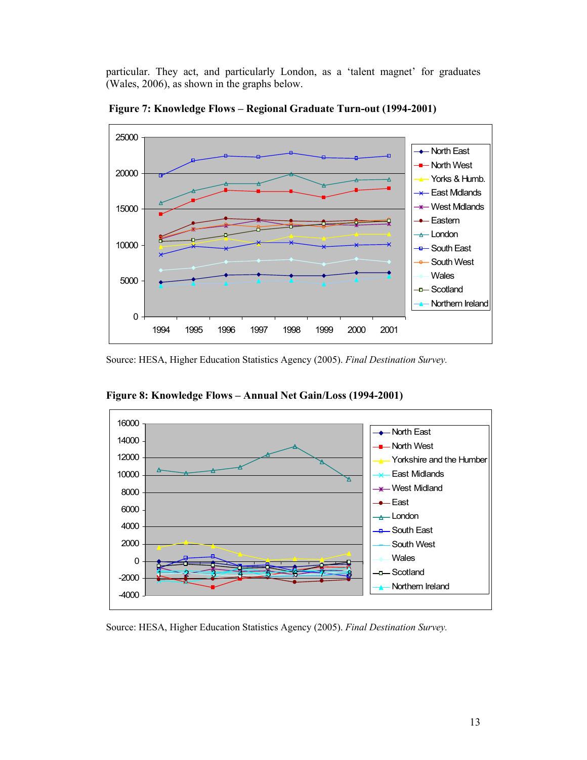particular. They act, and particularly London, as a 'talent magnet' for graduates (Wales, 2006), as shown in the graphs below.

**Figure 7: Knowledge Flows – Regional Graduate Turn-out (1994-2001)**

Source: HESA, Higher Education Statistics Agency (2005). *Final Destination Survey.*

**Figure 8: Knowledge Flows – Annual Net Gain/Loss (1994-2001)**

Source: HESA, Higher Education Statistics Agency (2005). *Final Destination Survey.*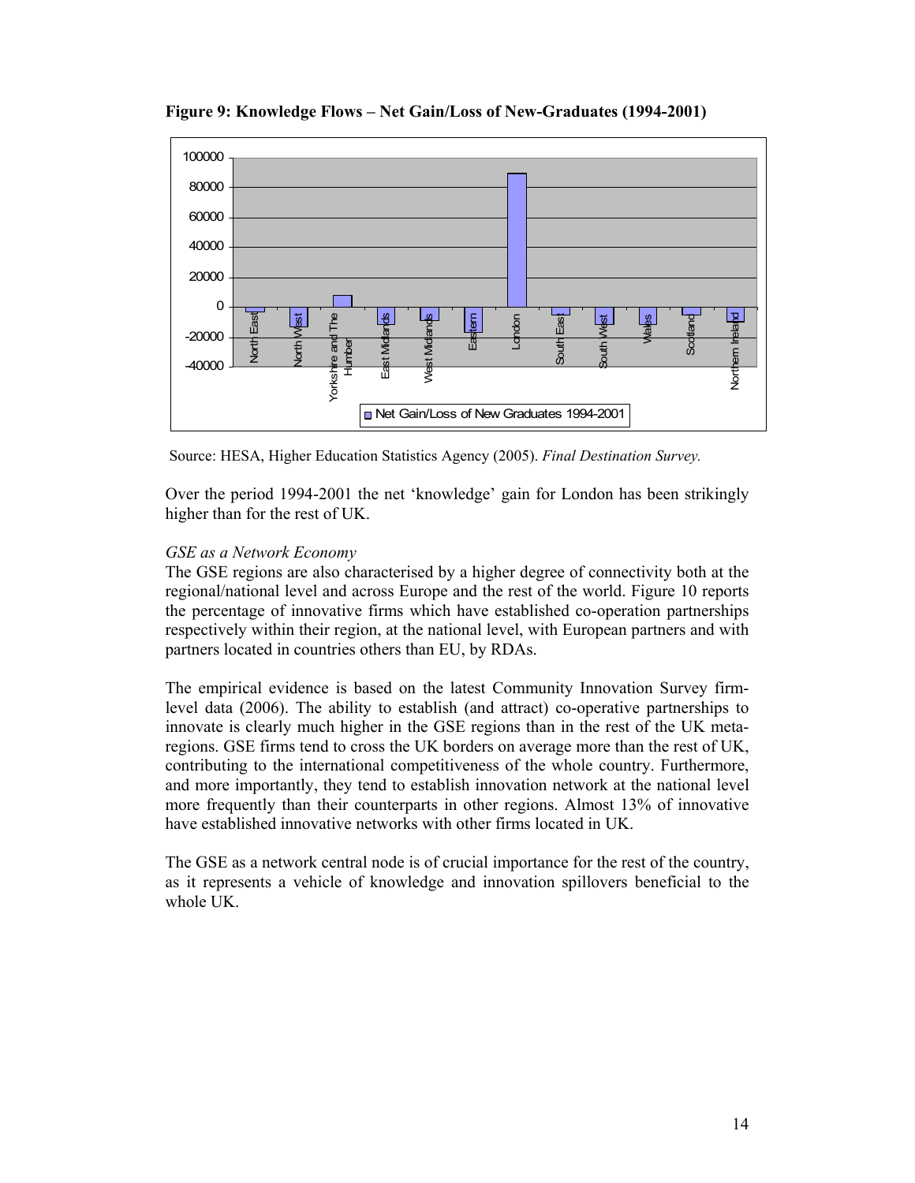**Figure 9: Knowledge Flows – Net Gain/Loss of New-Graduates (1994-2001)**

Source: HESA, Higher Education Statistics Agency (2005). *Final Destination Survey.*

Over the period 1994-2001 the net 'knowledge' gain for London has been strikingly higher than for the rest of UK.

*GSE as a Network Economy*

The GSE regions are also characterised by a higher degree of connectivity both at the regional/national level and across Europe and the rest of the world. Figure 10 reports the percentage of innovative firms which have established co-operation partnerships respectively within their region, at the national level, with European partners and with partners located in countries others than EU, by RDAs.

The empirical evidence is based on the latest Community Innovation Survey firm-level data (2006). The ability to establish (and attract) co-operative partnerships to innovate is clearly much higher in the GSE regions than in the rest of the UK meta-regions. GSE firms tend to cross the UK borders on average more than the rest of UK, contributing to the international competitiveness of the whole country. Furthermore, and more importantly, they tend to establish innovation network at the national level more frequently than their counterparts in other regions. Almost 13% of innovative have established innovative networks with other firms located in UK.

The GSE as a network central node is of crucial importance for the rest of the country, as it represents a vehicle of knowledge and innovation spillovers beneficial to the whole UK.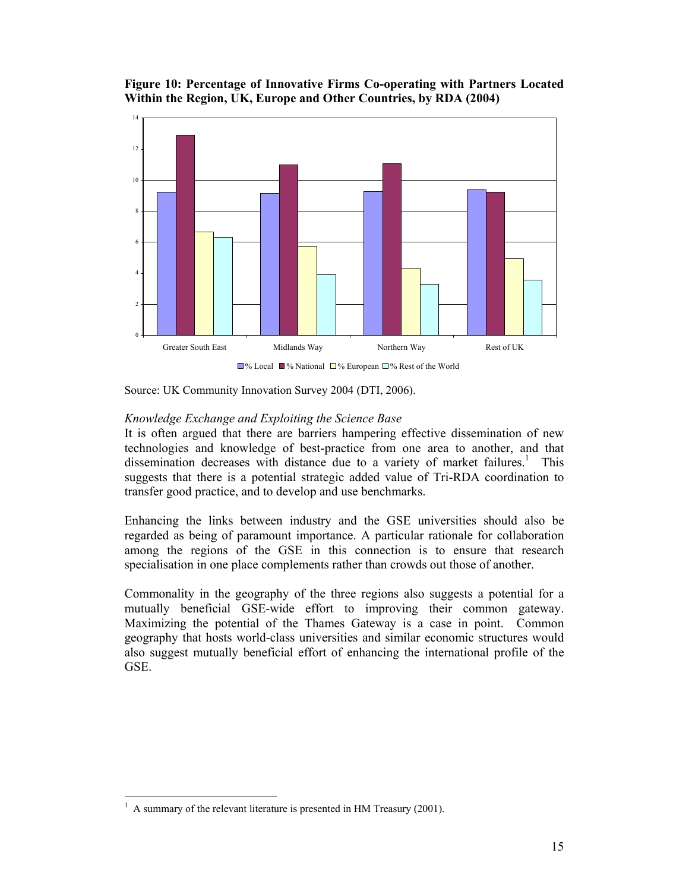**Figure 10: Percentage of Innovative Firms Co-operating with Partners Located Within the Region, UK, Europe and Other Countries, by RDA (2004)**

Source: UK Community Innovation Survey 2004 (DTI, 2006).

*Knowledge Exchange and Exploiting the Science Base*

It is often argued that there are barriers hampering effective dissemination of new technologies and knowledge of best-practice from one area to another, and that dissemination decreases with distance due to a variety of market failures.[1] This suggests that there is a potential strategic added value of Tri-RDA coordination to transfer good practice, and to develop and use benchmarks.

Enhancing the links between industry and the GSE universities should also be regarded as being of paramount importance. A particular rationale for collaboration among the regions of the GSE in this connection is to ensure that research specialisation in one place complements rather than crowds out those of another.

Commonality in the geography of the three regions also suggests a potential for a mutually beneficial GSE-wide effort to improving their common gateway. Maximizing the potential of the Thames Gateway is a case in point. Common geography that hosts world-class universities and similar economic structures would also suggest mutually beneficial effort of enhancing the international profile of the GSE.

[1] A summary of the relevant literature is presented in HM Treasury (2001).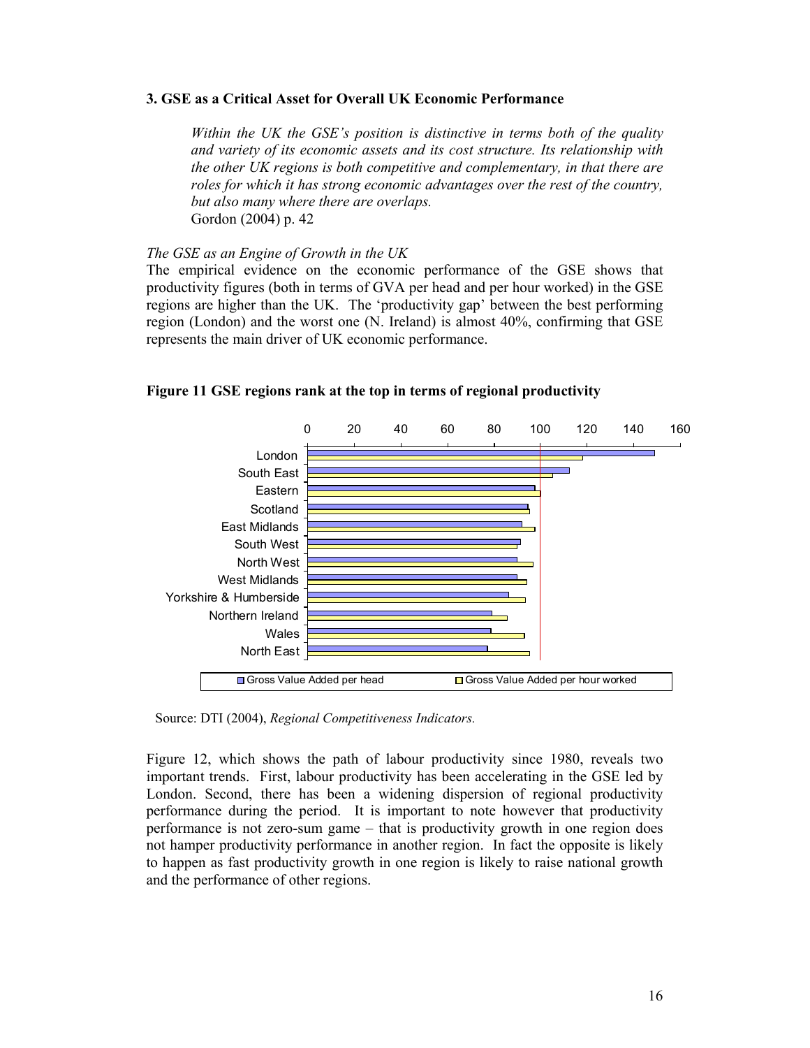## 3. GSE as a Critical Asset for Overall UK Economic Performance

> *Within the UK the GSE's position is distinctive in terms both of the quality and variety of its economic assets and its cost structure. Its relationship with the other UK regions is both competitive and complementary, in that there are roles for which it has strong economic advantages over the rest of the country, but also many where there are overlaps.*
> Gordon (2004) p. 42

*The GSE as an Engine of Growth in the UK*

The empirical evidence on the economic performance of the GSE shows that productivity figures (both in terms of GVA per head and per hour worked) in the GSE regions are higher than the UK. The 'productivity gap' between the best performing region (London) and the worst one (N. Ireland) is almost 40%, confirming that GSE represents the main driver of UK economic performance.

**Figure 11 GSE regions rank at the top in terms of regional productivity**

Source: DTI (2004), *Regional Competitiveness Indicators.*

Figure 12, which shows the path of labour productivity since 1980, reveals two important trends. First, labour productivity has been accelerating in the GSE led by London. Second, there has been a widening dispersion of regional productivity performance during the period. It is important to note however that productivity performance is not zero-sum game – that is productivity growth in one region does not hamper productivity performance in another region. In fact the opposite is likely to happen as fast productivity growth in one region is likely to raise national growth and the performance of other regions.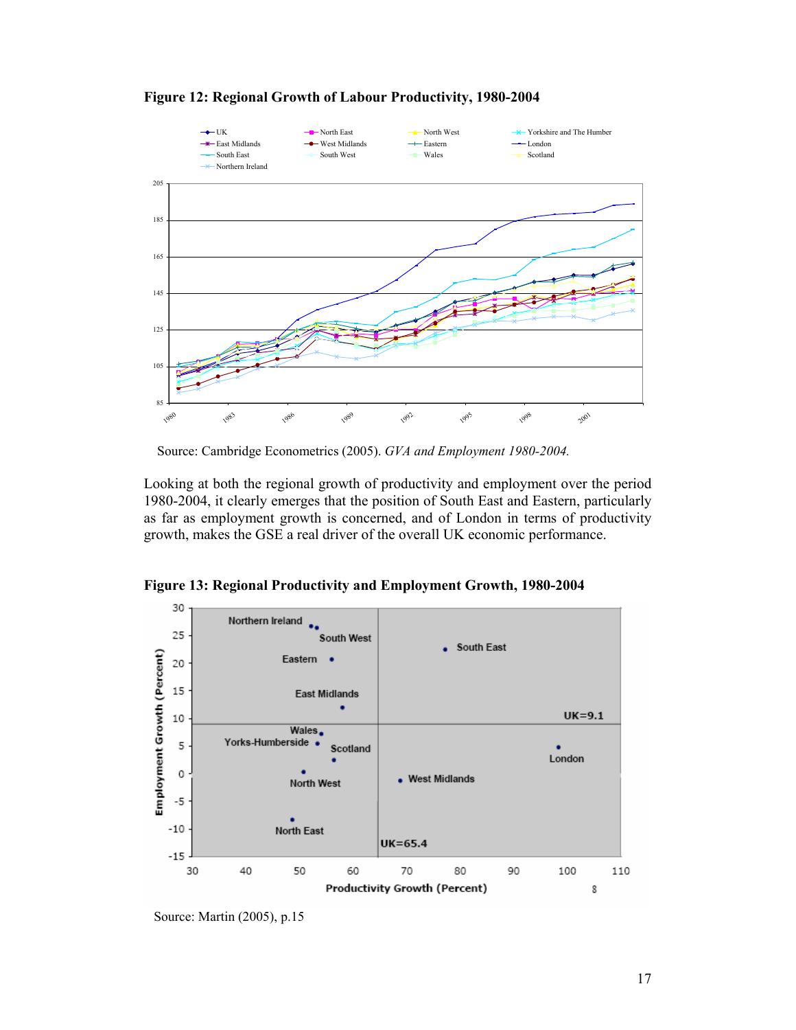**Figure 12: Regional Growth of Labour Productivity, 1980-2004**

Source: Cambridge Econometrics (2005). *GVA and Employment 1980-2004.*

Looking at both the regional growth of productivity and employment over the period 1980-2004, it clearly emerges that the position of South East and Eastern, particularly as far as employment growth is concerned, and of London in terms of productivity growth, makes the GSE a real driver of the overall UK economic performance.

**Figure 13: Regional Productivity and Employment Growth, 1980-2004**

Source: Martin (2005), p.15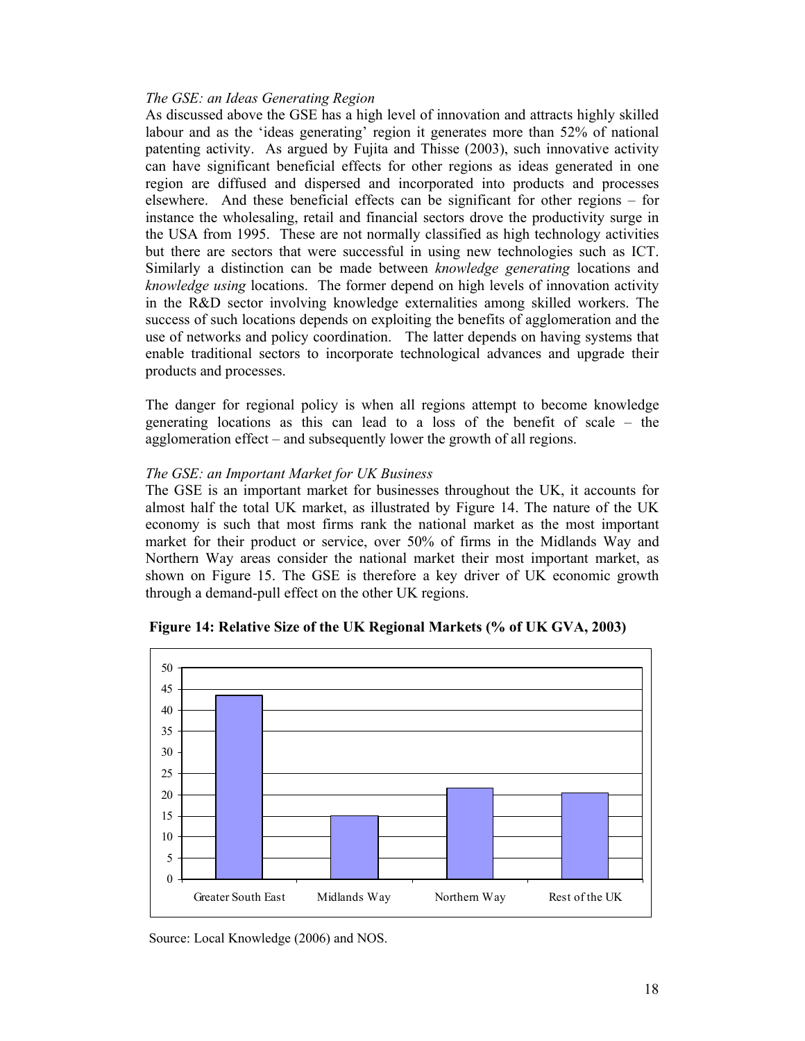*The GSE: an Ideas Generating Region*

As discussed above the GSE has a high level of innovation and attracts highly skilled labour and as the 'ideas generating' region it generates more than 52% of national patenting activity. As argued by Fujita and Thisse (2003), such innovative activity can have significant beneficial effects for other regions as ideas generated in one region are diffused and dispersed and incorporated into products and processes elsewhere. And these beneficial effects can be significant for other regions – for instance the wholesaling, retail and financial sectors drove the productivity surge in the USA from 1995. These are not normally classified as high technology activities but there are sectors that were successful in using new technologies such as ICT. Similarly a distinction can be made between *knowledge generating* locations and *knowledge using* locations. The former depend on high levels of innovation activity in the R&D sector involving knowledge externalities among skilled workers. The success of such locations depends on exploiting the benefits of agglomeration and the use of networks and policy coordination. The latter depends on having systems that enable traditional sectors to incorporate technological advances and upgrade their products and processes.

The danger for regional policy is when all regions attempt to become knowledge generating locations as this can lead to a loss of the benefit of scale – the agglomeration effect – and subsequently lower the growth of all regions.

*The GSE: an Important Market for UK Business*

The GSE is an important market for businesses throughout the UK, it accounts for almost half the total UK market, as illustrated by Figure 14. The nature of the UK economy is such that most firms rank the national market as the most important market for their product or service, over 50% of firms in the Midlands Way and Northern Way areas consider the national market their most important market, as shown on Figure 15. The GSE is therefore a key driver of UK economic growth through a demand-pull effect on the other UK regions.

**Figure 14: Relative Size of the UK Regional Markets (% of UK GVA, 2003)**

Source: Local Knowledge (2006) and NOS.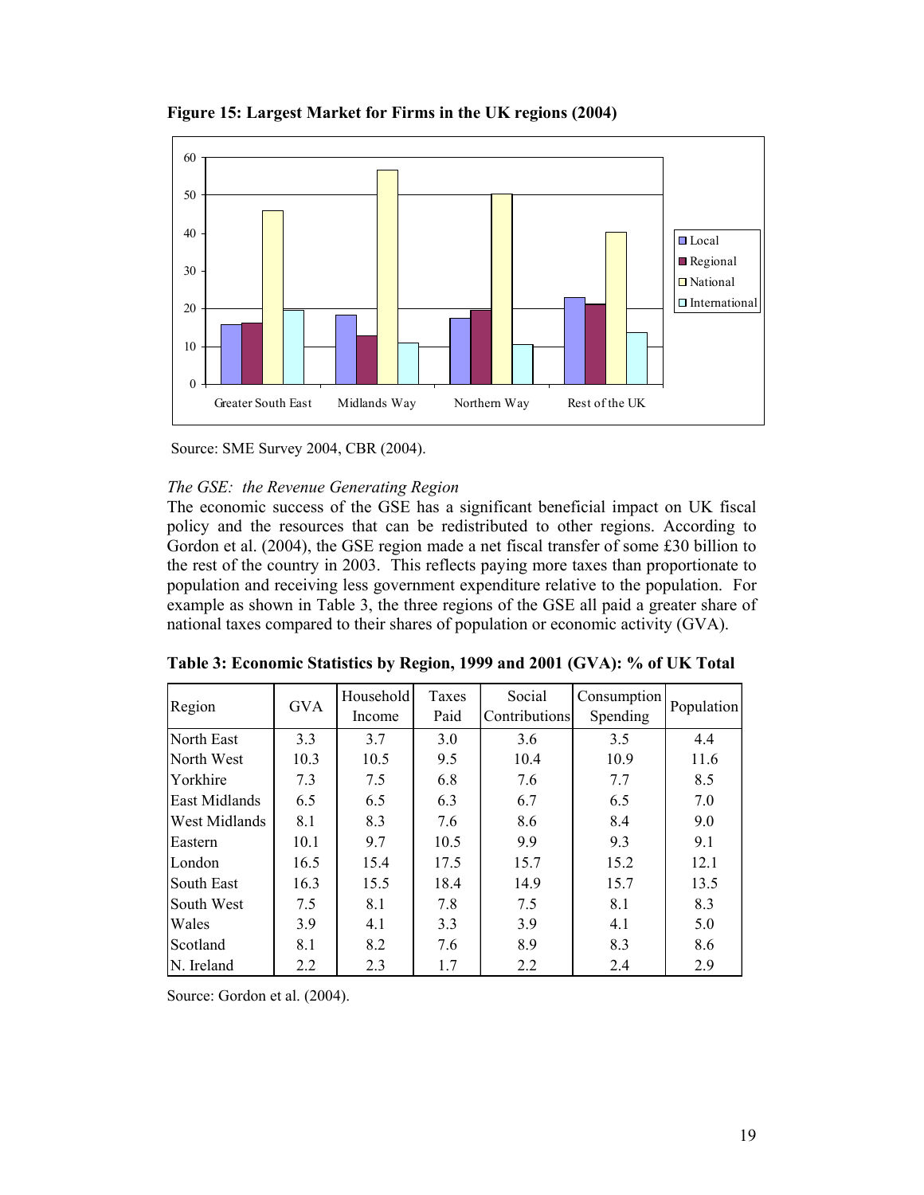**Figure 15: Largest Market for Firms in the UK regions (2004)**

Source: SME Survey 2004, CBR (2004).

*The GSE: the Revenue Generating Region*

The economic success of the GSE has a significant beneficial impact on UK fiscal policy and the resources that can be redistributed to other regions. According to Gordon et al. (2004), the GSE region made a net fiscal transfer of some £30 billion to the rest of the country in 2003. This reflects paying more taxes than proportionate to population and receiving less government expenditure relative to the population. For example as shown in Table 3, the three regions of the GSE all paid a greater share of national taxes compared to their shares of population or economic activity (GVA).

**Table 3: Economic Statistics by Region, 1999 and 2001 (GVA): % of UK Total**

| Region | GVA | Household Income | Taxes Paid | Social Contributions | Consumption Spending | Population |
|---|---|---|---|---|---|---|
| North East | 3.3 | 3.7 | 3.0 | 3.6 | 3.5 | 4.4 |
| North West | 10.3 | 10.5 | 9.5 | 10.4 | 10.9 | 11.6 |
| Yorkhire | 7.3 | 7.5 | 6.8 | 7.6 | 7.7 | 8.5 |
| East Midlands | 6.5 | 6.5 | 6.3 | 6.7 | 6.5 | 7.0 |
| West Midlands | 8.1 | 8.3 | 7.6 | 8.6 | 8.4 | 9.0 |
| Eastern | 10.1 | 9.7 | 10.5 | 9.9 | 9.3 | 9.1 |
| London | 16.5 | 15.4 | 17.5 | 15.7 | 15.2 | 12.1 |
| South East | 16.3 | 15.5 | 18.4 | 14.9 | 15.7 | 13.5 |
| South West | 7.5 | 8.1 | 7.8 | 7.5 | 8.1 | 8.3 |
| Wales | 3.9 | 4.1 | 3.3 | 3.9 | 4.1 | 5.0 |
| Scotland | 8.1 | 8.2 | 7.6 | 8.9 | 8.3 | 8.6 |
| N. Ireland | 2.2 | 2.3 | 1.7 | 2.2 | 2.4 | 2.9 |

Source: Gordon et al. (2004).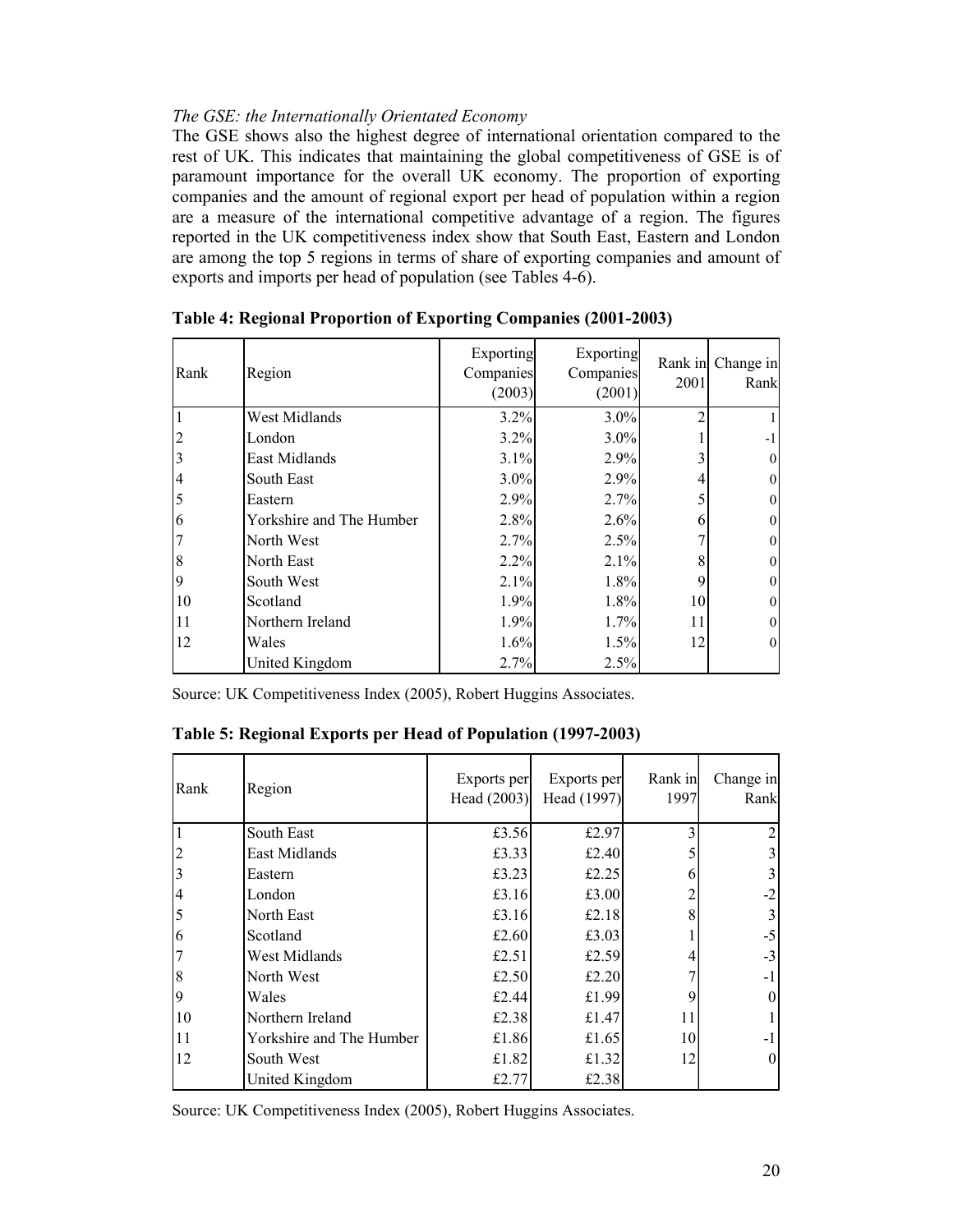*The GSE: the Internationally Orientated Economy*

The GSE shows also the highest degree of international orientation compared to the rest of UK. This indicates that maintaining the global competitiveness of GSE is of paramount importance for the overall UK economy. The proportion of exporting companies and the amount of regional export per head of population within a region are a measure of the international competitive advantage of a region. The figures reported in the UK competitiveness index show that South East, Eastern and London are among the top 5 regions in terms of share of exporting companies and amount of exports and imports per head of population (see Tables 4-6).

**Table 4: Regional Proportion of Exporting Companies (2001-2003)**

| Rank | Region | Exporting Companies (2003) | Exporting Companies (2001) | Rank in 2001 | Change in Rank |
|---|---|---|---|---|---|
| 1 | West Midlands | 3.2% | 3.0% | 2 | 1 |
| 2 | London | 3.2% | 3.0% | 1 | -1 |
| 3 | East Midlands | 3.1% | 2.9% | 3 | 0 |
| 4 | South East | 3.0% | 2.9% | 4 | 0 |
| 5 | Eastern | 2.9% | 2.7% | 5 | 0 |
| 6 | Yorkshire and The Humber | 2.8% | 2.6% | 6 | 0 |
| 7 | North West | 2.7% | 2.5% | 7 | 0 |
| 8 | North East | 2.2% | 2.1% | 8 | 0 |
| 9 | South West | 2.1% | 1.8% | 9 | 0 |
| 10 | Scotland | 1.9% | 1.8% | 10 | 0 |
| 11 | Northern Ireland | 1.9% | 1.7% | 11 | 0 |
| 12 | Wales | 1.6% | 1.5% | 12 | 0 |
| | United Kingdom | 2.7% | 2.5% | | |

Source: UK Competitiveness Index (2005), Robert Huggins Associates.

**Table 5: Regional Exports per Head of Population (1997-2003)**

| Rank | Region | Exports per Head (2003) | Exports per Head (1997) | Rank in 1997 | Change in Rank |
|---|---|---|---|---|---|
| 1 | South East | £3.56 | £2.97 | 3 | 2 |
| 2 | East Midlands | £3.33 | £2.40 | 5 | 3 |
| 3 | Eastern | £3.23 | £2.25 | 6 | 3 |
| 4 | London | £3.16 | £3.00 | 2 | -2 |
| 5 | North East | £3.16 | £2.18 | 8 | 3 |
| 6 | Scotland | £2.60 | £3.03 | 1 | -5 |
| 7 | West Midlands | £2.51 | £2.59 | 4 | -3 |
| 8 | North West | £2.50 | £2.20 | 7 | -1 |
| 9 | Wales | £2.44 | £1.99 | 9 | 0 |
| 10 | Northern Ireland | £2.38 | £1.47 | 11 | 1 |
| 11 | Yorkshire and The Humber | £1.86 | £1.65 | 10 | -1 |
| 12 | South West | £1.82 | £1.32 | 12 | 0 |
| | United Kingdom | £2.77 | £2.38 | | |

Source: UK Competitiveness Index (2005), Robert Huggins Associates.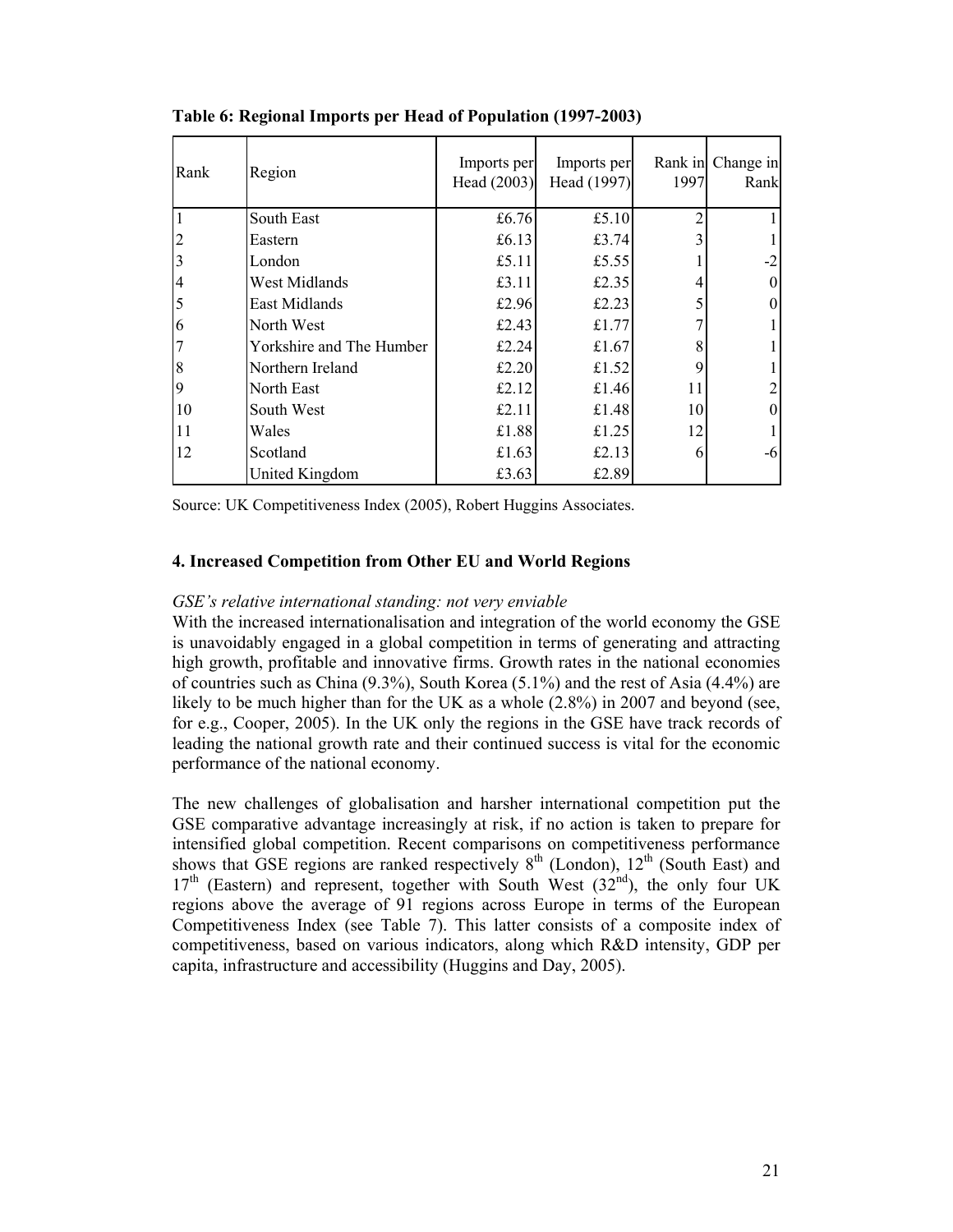**Table 6: Regional Imports per Head of Population (1997-2003)**

| Rank | Region | Imports per Head (2003) | Imports per Head (1997) | Rank in 1997 | Change in Rank |
|---|---|---|---|---|---|
| 1 | South East | £6.76 | £5.10 | 2 | 1 |
| 2 | Eastern | £6.13 | £3.74 | 3 | 1 |
| 3 | London | £5.11 | £5.55 | 1 | -2 |
| 4 | West Midlands | £3.11 | £2.35 | 4 | 0 |
| 5 | East Midlands | £2.96 | £2.23 | 5 | 0 |
| 6 | North West | £2.43 | £1.77 | 7 | 1 |
| 7 | Yorkshire and The Humber | £2.24 | £1.67 | 8 | 1 |
| 8 | Northern Ireland | £2.20 | £1.52 | 9 | 1 |
| 9 | North East | £2.12 | £1.46 | 11 | 2 |
| 10 | South West | £2.11 | £1.48 | 10 | 0 |
| 11 | Wales | £1.88 | £1.25 | 12 | 1 |
| 12 | Scotland | £1.63 | £2.13 | 6 | -6 |
| | United Kingdom | £3.63 | £2.89 | | |

Source: UK Competitiveness Index (2005), Robert Huggins Associates.

### 4. Increased Competition from Other EU and World Regions

*GSE's relative international standing: not very enviable*

With the increased internationalisation and integration of the world economy the GSE is unavoidably engaged in a global competition in terms of generating and attracting high growth, profitable and innovative firms. Growth rates in the national economies of countries such as China (9.3%), South Korea (5.1%) and the rest of Asia (4.4%) are likely to be much higher than for the UK as a whole (2.8%) in 2007 and beyond (see, for e.g., Cooper, 2005). In the UK only the regions in the GSE have track records of leading the national growth rate and their continued success is vital for the economic performance of the national economy.

The new challenges of globalisation and harsher international competition put the GSE comparative advantage increasingly at risk, if no action is taken to prepare for intensified global competition. Recent comparisons on competitiveness performance shows that GSE regions are ranked respectively 8th (London), 12th (South East) and 17th (Eastern) and represent, together with South West (32nd), the only four UK regions above the average of 91 regions across Europe in terms of the European Competitiveness Index (see Table 7). This latter consists of a composite index of competitiveness, based on various indicators, along which R&D intensity, GDP per capita, infrastructure and accessibility (Huggins and Day, 2005).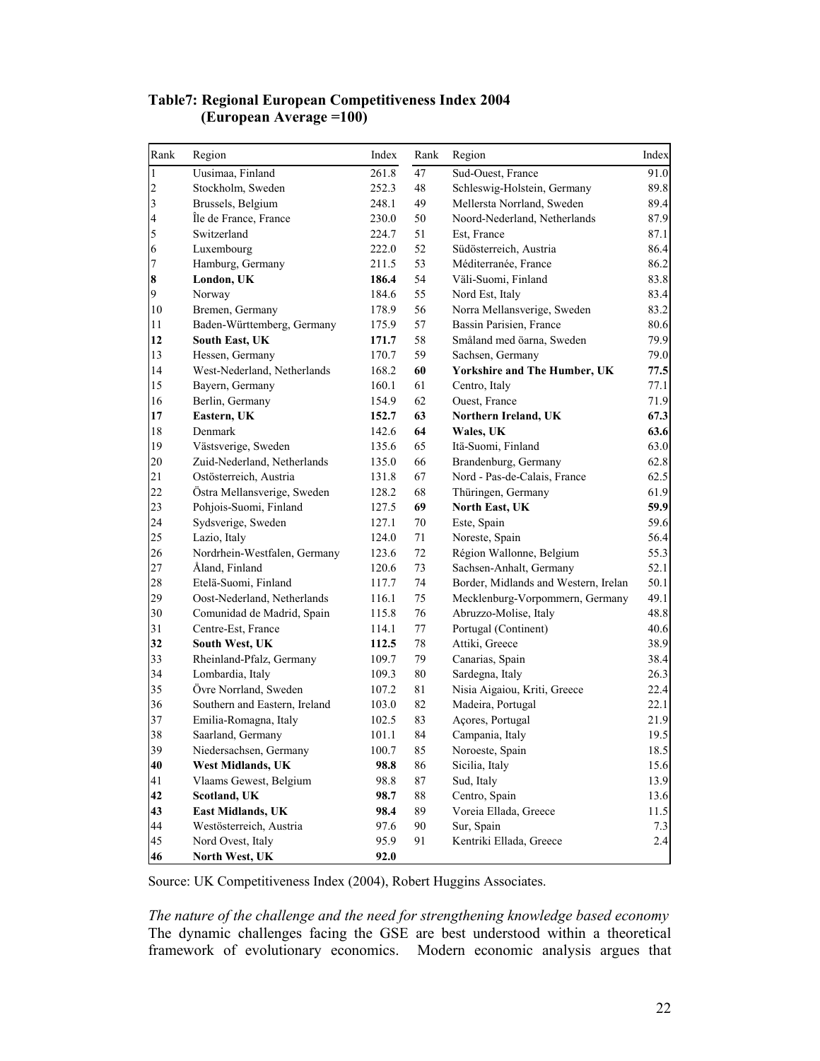**Table7: Regional European Competitiveness Index 2004 (European Average =100)**

| Rank | Region | Index | Rank | Region | Index |
|---|---|---|---|---|---|
| 1 | Uusimaa, Finland | 261.8 | 47 | Sud-Ouest, France | 91.0 |
| 2 | Stockholm, Sweden | 252.3 | 48 | Schleswig-Holstein, Germany | 89.8 |
| 3 | Brussels, Belgium | 248.1 | 49 | Mellersta Norrland, Sweden | 89.4 |
| 4 | Île de France, France | 230.0 | 50 | Noord-Nederland, Netherlands | 87.9 |
| 5 | Switzerland | 224.7 | 51 | Est, France | 87.1 |
| 6 | Luxembourg | 222.0 | 52 | Südösterreich, Austria | 86.4 |
| 7 | Hamburg, Germany | 211.5 | 53 | Méditerranée, France | 86.2 |
| **8** | **London, UK** | **186.4** | 54 | Väli-Suomi, Finland | 83.8 |
| 9 | Norway | 184.6 | 55 | Nord Est, Italy | 83.4 |
| 10 | Bremen, Germany | 178.9 | 56 | Norra Mellansverige, Sweden | 83.2 |
| 11 | Baden-Württemberg, Germany | 175.9 | 57 | Bassin Parisien, France | 80.6 |
| **12** | **South East, UK** | **171.7** | 58 | Småland med öarna, Sweden | 79.9 |
| 13 | Hessen, Germany | 170.7 | 59 | Sachsen, Germany | 79.0 |
| 14 | West-Nederland, Netherlands | 168.2 | **60** | **Yorkshire and The Humber, UK** | **77.5** |
| 15 | Bayern, Germany | 160.1 | 61 | Centro, Italy | 77.1 |
| 16 | Berlin, Germany | 154.9 | 62 | Ouest, France | 71.9 |
| **17** | **Eastern, UK** | **152.7** | **63** | **Northern Ireland, UK** | **67.3** |
| 18 | Denmark | 142.6 | **64** | **Wales, UK** | **63.6** |
| 19 | Västsverige, Sweden | 135.6 | 65 | Itä-Suomi, Finland | 63.0 |
| 20 | Zuid-Nederland, Netherlands | 135.0 | 66 | Brandenburg, Germany | 62.8 |
| 21 | Ostösterreich, Austria | 131.8 | 67 | Nord - Pas-de-Calais, France | 62.5 |
| 22 | Östra Mellansverige, Sweden | 128.2 | 68 | Thüringen, Germany | 61.9 |
| 23 | Pohjois-Suomi, Finland | 127.5 | **69** | **North East, UK** | **59.9** |
| 24 | Sydsverige, Sweden | 127.1 | 70 | Este, Spain | 59.6 |
| 25 | Lazio, Italy | 124.0 | 71 | Noreste, Spain | 56.4 |
| 26 | Nordrhein-Westfalen, Germany | 123.6 | 72 | Région Wallonne, Belgium | 55.3 |
| 27 | Åland, Finland | 120.6 | 73 | Sachsen-Anhalt, Germany | 52.1 |
| 28 | Etelä-Suomi, Finland | 117.7 | 74 | Border, Midlands and Western, Irelan | 50.1 |
| 29 | Oost-Nederland, Netherlands | 116.1 | 75 | Mecklenburg-Vorpommern, Germany | 49.1 |
| 30 | Comunidad de Madrid, Spain | 115.8 | 76 | Abruzzo-Molise, Italy | 48.8 |
| 31 | Centre-Est, France | 114.1 | 77 | Portugal (Continent) | 40.6 |
| **32** | **South West, UK** | **112.5** | 78 | Attiki, Greece | 38.9 |
| 33 | Rheinland-Pfalz, Germany | 109.7 | 79 | Canarias, Spain | 38.4 |
| 34 | Lombardia, Italy | 109.3 | 80 | Sardegna, Italy | 26.3 |
| 35 | Övre Norrland, Sweden | 107.2 | 81 | Nisia Aigaiou, Kriti, Greece | 22.4 |
| 36 | Southern and Eastern, Ireland | 103.0 | 82 | Madeira, Portugal | 22.1 |
| 37 | Emilia-Romagna, Italy | 102.5 | 83 | Açores, Portugal | 21.9 |
| 38 | Saarland, Germany | 101.1 | 84 | Campania, Italy | 19.5 |
| 39 | Niedersachsen, Germany | 100.7 | 85 | Noroeste, Spain | 18.5 |
| **40** | **West Midlands, UK** | **98.8** | 86 | Sicilia, Italy | 15.6 |
| 41 | Vlaams Gewest, Belgium | 98.8 | 87 | Sud, Italy | 13.9 |
| **42** | **Scotland, UK** | **98.7** | 88 | Centro, Spain | 13.6 |
| **43** | **East Midlands, UK** | **98.4** | 89 | Voreia Ellada, Greece | 11.5 |
| 44 | Westösterreich, Austria | 97.6 | 90 | Sur, Spain | 7.3 |
| 45 | Nord Ovest, Italy | 95.9 | 91 | Kentriki Ellada, Greece | 2.4 |
| **46** | **North West, UK** | **92.0** | | | |

Source: UK Competitiveness Index (2004), Robert Huggins Associates.

*The nature of the challenge and the need for strengthening knowledge based economy*
The dynamic challenges facing the GSE are best understood within a theoretical framework of evolutionary economics. Modern economic analysis argues that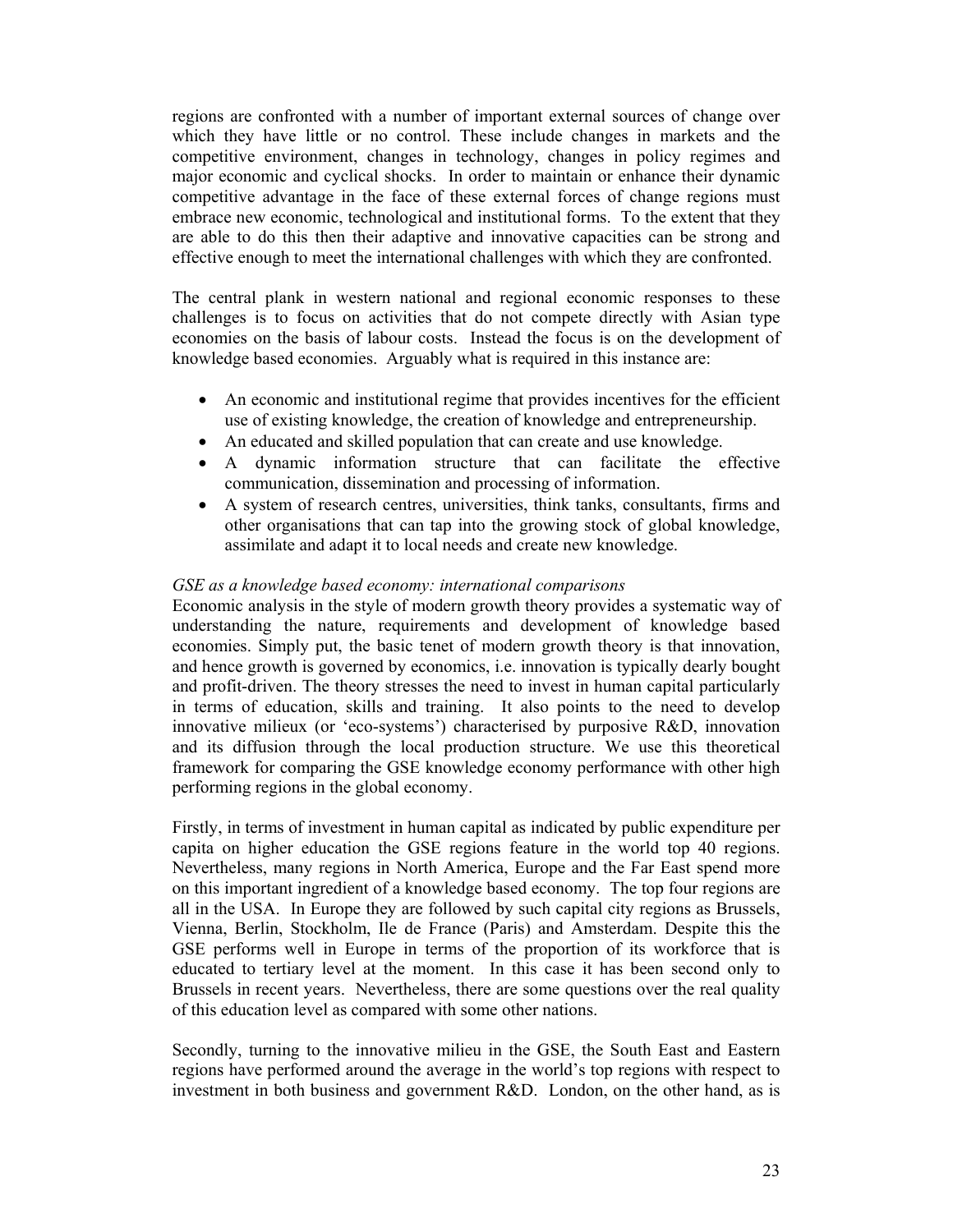regions are confronted with a number of important external sources of change over which they have little or no control. These include changes in markets and the competitive environment, changes in technology, changes in policy regimes and major economic and cyclical shocks. In order to maintain or enhance their dynamic competitive advantage in the face of these external forces of change regions must embrace new economic, technological and institutional forms. To the extent that they are able to do this then their adaptive and innovative capacities can be strong and effective enough to meet the international challenges with which they are confronted.

The central plank in western national and regional economic responses to these challenges is to focus on activities that do not compete directly with Asian type economies on the basis of labour costs. Instead the focus is on the development of knowledge based economies. Arguably what is required in this instance are:

- An economic and institutional regime that provides incentives for the efficient use of existing knowledge, the creation of knowledge and entrepreneurship.
- An educated and skilled population that can create and use knowledge.
- A dynamic information structure that can facilitate the effective communication, dissemination and processing of information.
- A system of research centres, universities, think tanks, consultants, firms and other organisations that can tap into the growing stock of global knowledge, assimilate and adapt it to local needs and create new knowledge.

*GSE as a knowledge based economy: international comparisons*

Economic analysis in the style of modern growth theory provides a systematic way of understanding the nature, requirements and development of knowledge based economies. Simply put, the basic tenet of modern growth theory is that innovation, and hence growth is governed by economics, i.e. innovation is typically dearly bought and profit-driven. The theory stresses the need to invest in human capital particularly in terms of education, skills and training. It also points to the need to develop innovative milieux (or 'eco-systems') characterised by purposive R&D, innovation and its diffusion through the local production structure. We use this theoretical framework for comparing the GSE knowledge economy performance with other high performing regions in the global economy.

Firstly, in terms of investment in human capital as indicated by public expenditure per capita on higher education the GSE regions feature in the world top 40 regions. Nevertheless, many regions in North America, Europe and the Far East spend more on this important ingredient of a knowledge based economy. The top four regions are all in the USA. In Europe they are followed by such capital city regions as Brussels, Vienna, Berlin, Stockholm, Ile de France (Paris) and Amsterdam. Despite this the GSE performs well in Europe in terms of the proportion of its workforce that is educated to tertiary level at the moment. In this case it has been second only to Brussels in recent years. Nevertheless, there are some questions over the real quality of this education level as compared with some other nations.

Secondly, turning to the innovative milieu in the GSE, the South East and Eastern regions have performed around the average in the world's top regions with respect to investment in both business and government R&D. London, on the other hand, as is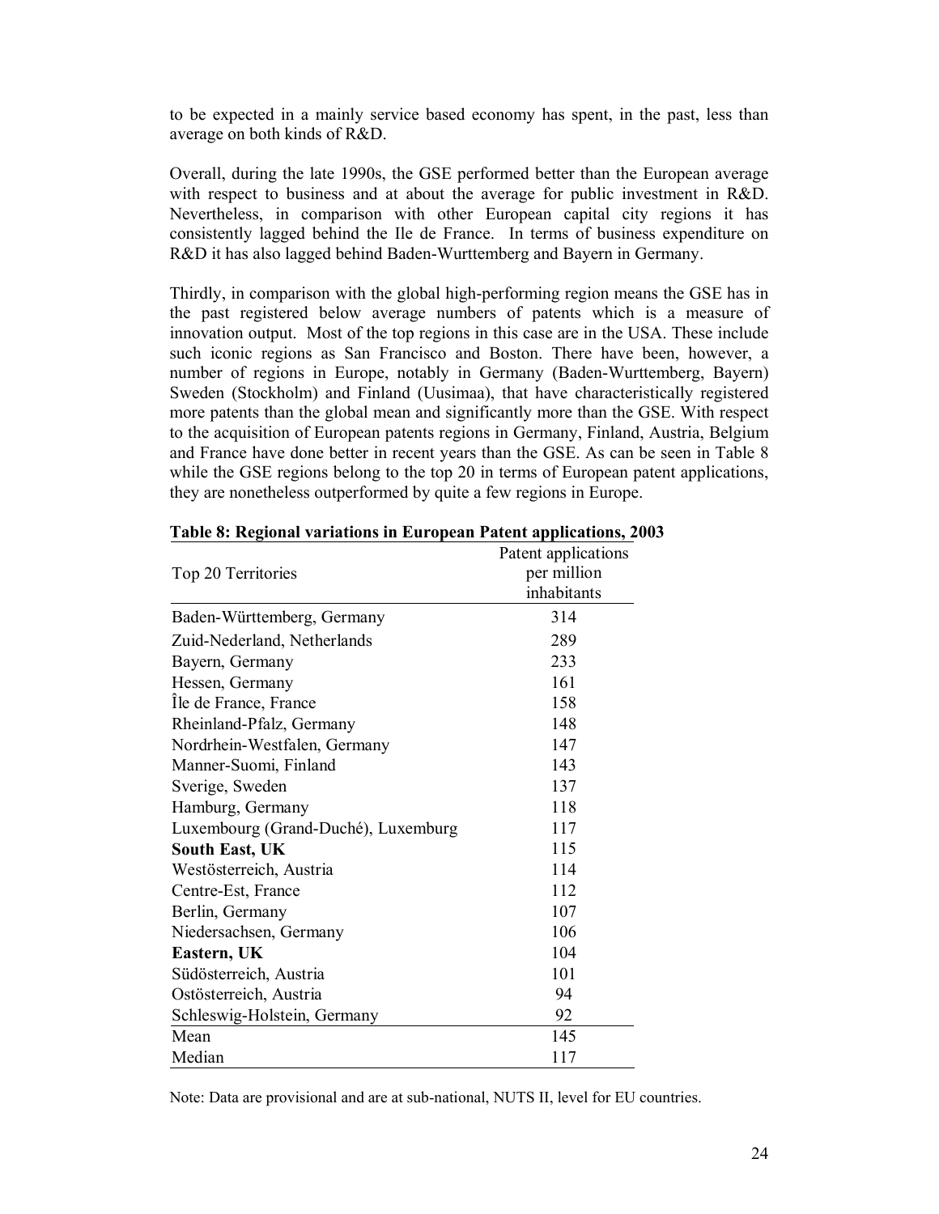to be expected in a mainly service based economy has spent, in the past, less than average on both kinds of R&D.

Overall, during the late 1990s, the GSE performed better than the European average with respect to business and at about the average for public investment in R&D. Nevertheless, in comparison with other European capital city regions it has consistently lagged behind the Ile de France. In terms of business expenditure on R&D it has also lagged behind Baden-Wurttemberg and Bayern in Germany.

Thirdly, in comparison with the global high-performing region means the GSE has in the past registered below average numbers of patents which is a measure of innovation output. Most of the top regions in this case are in the USA. These include such iconic regions as San Francisco and Boston. There have been, however, a number of regions in Europe, notably in Germany (Baden-Wurttemberg, Bayern) Sweden (Stockholm) and Finland (Uusimaa), that have characteristically registered more patents than the global mean and significantly more than the GSE. With respect to the acquisition of European patents regions in Germany, Finland, Austria, Belgium and France have done better in recent years than the GSE. As can be seen in Table 8 while the GSE regions belong to the top 20 in terms of European patent applications, they are nonetheless outperformed by quite a few regions in Europe.

**Table 8: Regional variations in European Patent applications, 2003**

| Top 20 Territories | Patent applications per million inhabitants |
|---|---|
| Baden-Württemberg, Germany | 314 |
| Zuid-Nederland, Netherlands | 289 |
| Bayern, Germany | 233 |
| Hessen, Germany | 161 |
| Île de France, France | 158 |
| Rheinland-Pfalz, Germany | 148 |
| Nordrhein-Westfalen, Germany | 147 |
| Manner-Suomi, Finland | 143 |
| Sverige, Sweden | 137 |
| Hamburg, Germany | 118 |
| Luxembourg (Grand-Duché), Luxemburg | 117 |
| **South East, UK** | 115 |
| Westösterreich, Austria | 114 |
| Centre-Est, France | 112 |
| Berlin, Germany | 107 |
| Niedersachsen, Germany | 106 |
| **Eastern, UK** | 104 |
| Südösterreich, Austria | 101 |
| Ostösterreich, Austria | 94 |
| Schleswig-Holstein, Germany | 92 |
| Mean | 145 |
| Median | 117 |

Note: Data are provisional and are at sub-national, NUTS II, level for EU countries.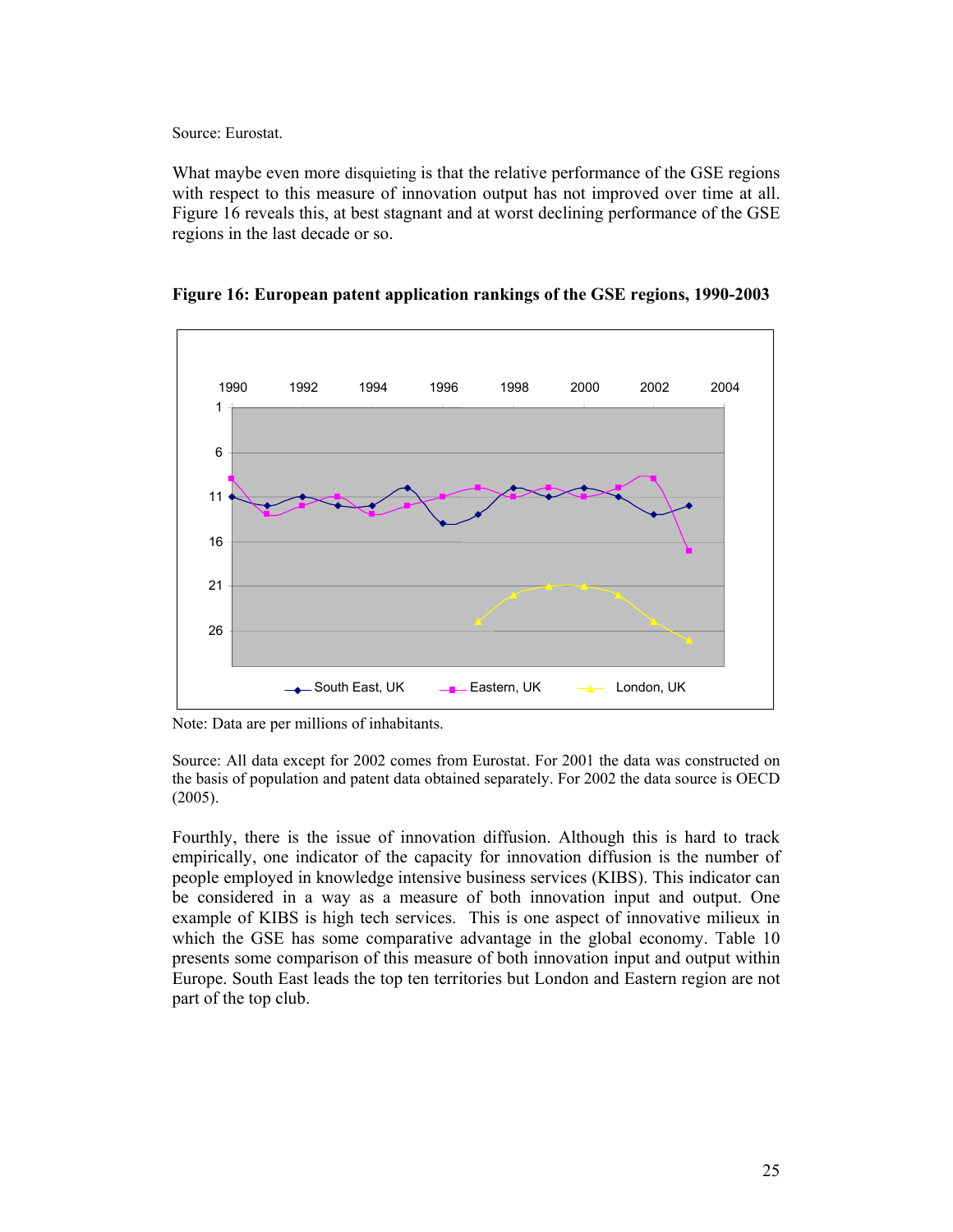Source: Eurostat.

What maybe even more disquieting is that the relative performance of the GSE regions with respect to this measure of innovation output has not improved over time at all. Figure 16 reveals this, at best stagnant and at worst declining performance of the GSE regions in the last decade or so.

**Figure 16: European patent application rankings of the GSE regions, 1990-2003**

Note: Data are per millions of inhabitants.

Source: All data except for 2002 comes from Eurostat. For 2001 the data was constructed on the basis of population and patent data obtained separately. For 2002 the data source is OECD (2005).

Fourthly, there is the issue of innovation diffusion. Although this is hard to track empirically, one indicator of the capacity for innovation diffusion is the number of people employed in knowledge intensive business services (KIBS). This indicator can be considered in a way as a measure of both innovation input and output. One example of KIBS is high tech services. This is one aspect of innovative milieux in which the GSE has some comparative advantage in the global economy. Table 10 presents some comparison of this measure of both innovation input and output within Europe. South East leads the top ten territories but London and Eastern region are not part of the top club.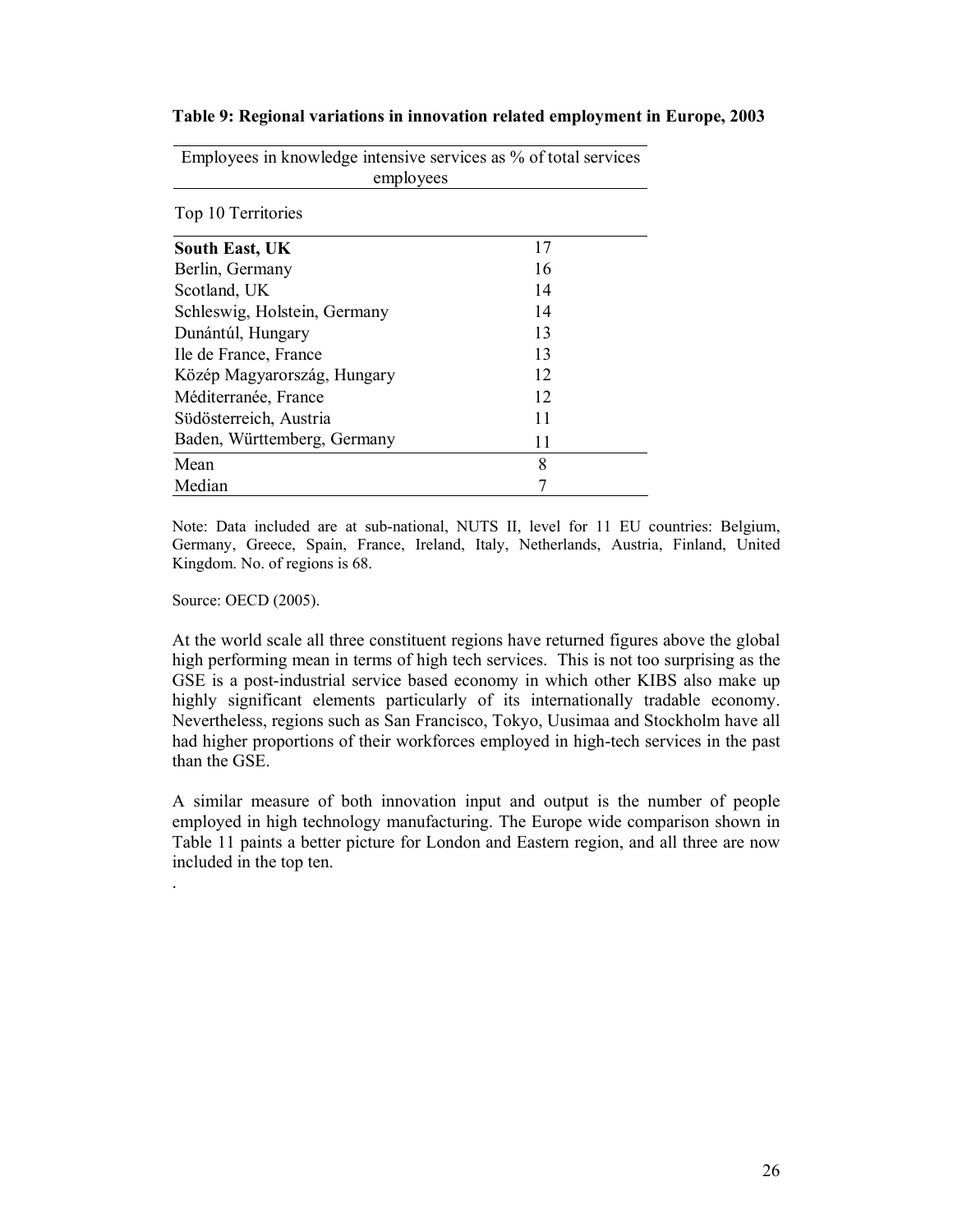**Table 9: Regional variations in innovation related employment in Europe, 2003**

| Employees in knowledge intensive services as % of total services employees | |
|---|---|
| Top 10 Territories | |
| **South East, UK** | 17 |
| Berlin, Germany | 16 |
| Scotland, UK | 14 |
| Schleswig, Holstein, Germany | 14 |
| Dunántúl, Hungary | 13 |
| Ile de France, France | 13 |
| Közép Magyarország, Hungary | 12 |
| Méditerranée, France | 12 |
| Südösterreich, Austria | 11 |
| Baden, Württemberg, Germany | 11 |
| Mean | 8 |
| Median | 7 |

Note: Data included are at sub-national, NUTS II, level for 11 EU countries: Belgium, Germany, Greece, Spain, France, Ireland, Italy, Netherlands, Austria, Finland, United Kingdom. No. of regions is 68.

Source: OECD (2005).

At the world scale all three constituent regions have returned figures above the global high performing mean in terms of high tech services. This is not too surprising as the GSE is a post-industrial service based economy in which other KIBS also make up highly significant elements particularly of its internationally tradable economy. Nevertheless, regions such as San Francisco, Tokyo, Uusimaa and Stockholm have all had higher proportions of their workforces employed in high-tech services in the past than the GSE.

A similar measure of both innovation input and output is the number of people employed in high technology manufacturing. The Europe wide comparison shown in Table 11 paints a better picture for London and Eastern region, and all three are now included in the top ten.

.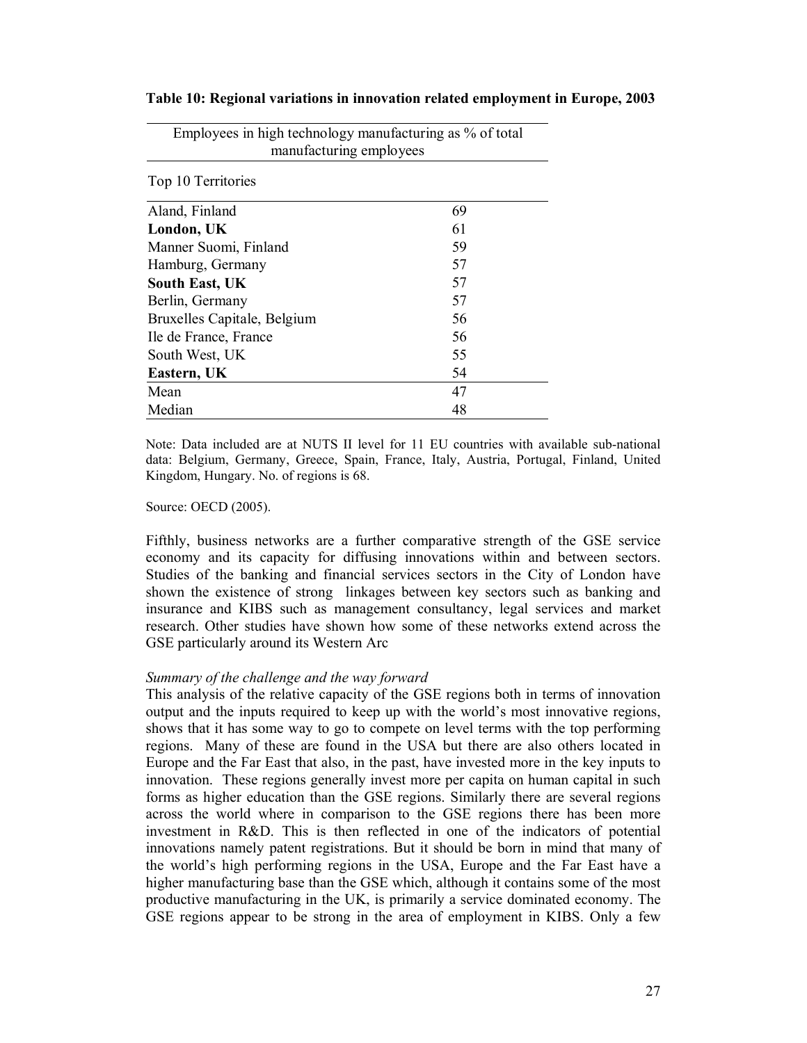**Table 10: Regional variations in innovation related employment in Europe, 2003**

| Employees in high technology manufacturing as % of total manufacturing employees | |
|---|---|
| Top 10 Territories | |
| Aland, Finland | 69 |
| **London, UK** | 61 |
| Manner Suomi, Finland | 59 |
| Hamburg, Germany | 57 |
| **South East, UK** | 57 |
| Berlin, Germany | 57 |
| Bruxelles Capitale, Belgium | 56 |
| Ile de France, France | 56 |
| South West, UK | 55 |
| **Eastern, UK** | 54 |
| Mean | 47 |
| Median | 48 |

Note: Data included are at NUTS II level for 11 EU countries with available sub-national data: Belgium, Germany, Greece, Spain, France, Italy, Austria, Portugal, Finland, United Kingdom, Hungary. No. of regions is 68.

Source: OECD (2005).

Fifthly, business networks are a further comparative strength of the GSE service economy and its capacity for diffusing innovations within and between sectors. Studies of the banking and financial services sectors in the City of London have shown the existence of strong linkages between key sectors such as banking and insurance and KIBS such as management consultancy, legal services and market research. Other studies have shown how some of these networks extend across the GSE particularly around its Western Arc

*Summary of the challenge and the way forward*

This analysis of the relative capacity of the GSE regions both in terms of innovation output and the inputs required to keep up with the world's most innovative regions, shows that it has some way to go to compete on level terms with the top performing regions. Many of these are found in the USA but there are also others located in Europe and the Far East that also, in the past, have invested more in the key inputs to innovation. These regions generally invest more per capita on human capital in such forms as higher education than the GSE regions. Similarly there are several regions across the world where in comparison to the GSE regions there has been more investment in R&D. This is then reflected in one of the indicators of potential innovations namely patent registrations. But it should be born in mind that many of the world's high performing regions in the USA, Europe and the Far East have a higher manufacturing base than the GSE which, although it contains some of the most productive manufacturing in the UK, is primarily a service dominated economy. The GSE regions appear to be strong in the area of employment in KIBS. Only a few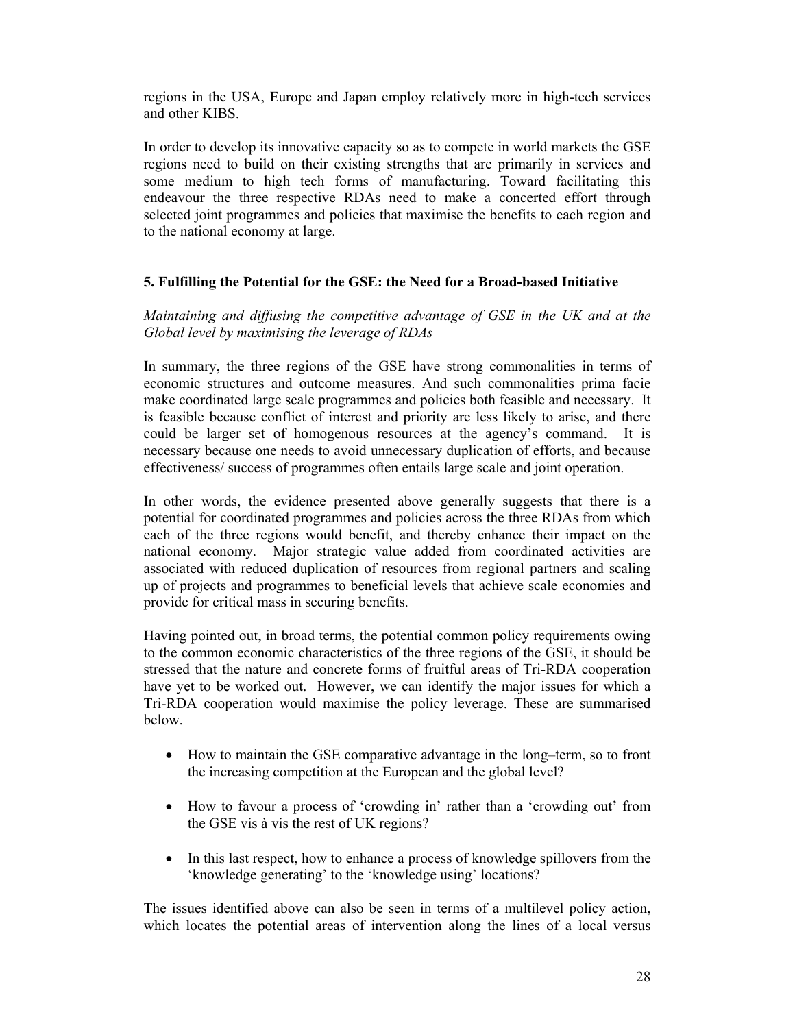regions in the USA, Europe and Japan employ relatively more in high-tech services and other KIBS.

In order to develop its innovative capacity so as to compete in world markets the GSE regions need to build on their existing strengths that are primarily in services and some medium to high tech forms of manufacturing. Toward facilitating this endeavour the three respective RDAs need to make a concerted effort through selected joint programmes and policies that maximise the benefits to each region and to the national economy at large.

## 5. Fulfilling the Potential for the GSE: the Need for a Broad-based Initiative

*Maintaining and diffusing the competitive advantage of GSE in the UK and at the Global level by maximising the leverage of RDAs*

In summary, the three regions of the GSE have strong commonalities in terms of economic structures and outcome measures. And such commonalities prima facie make coordinated large scale programmes and policies both feasible and necessary. It is feasible because conflict of interest and priority are less likely to arise, and there could be larger set of homogenous resources at the agency's command. It is necessary because one needs to avoid unnecessary duplication of efforts, and because effectiveness/ success of programmes often entails large scale and joint operation.

In other words, the evidence presented above generally suggests that there is a potential for coordinated programmes and policies across the three RDAs from which each of the three regions would benefit, and thereby enhance their impact on the national economy. Major strategic value added from coordinated activities are associated with reduced duplication of resources from regional partners and scaling up of projects and programmes to beneficial levels that achieve scale economies and provide for critical mass in securing benefits.

Having pointed out, in broad terms, the potential common policy requirements owing to the common economic characteristics of the three regions of the GSE, it should be stressed that the nature and concrete forms of fruitful areas of Tri-RDA cooperation have yet to be worked out. However, we can identify the major issues for which a Tri-RDA cooperation would maximise the policy leverage. These are summarised below.

- How to maintain the GSE comparative advantage in the long–term, so to front the increasing competition at the European and the global level?
- How to favour a process of 'crowding in' rather than a 'crowding out' from the GSE vis à vis the rest of UK regions?
- In this last respect, how to enhance a process of knowledge spillovers from the 'knowledge generating' to the 'knowledge using' locations?

The issues identified above can also be seen in terms of a multilevel policy action, which locates the potential areas of intervention along the lines of a local versus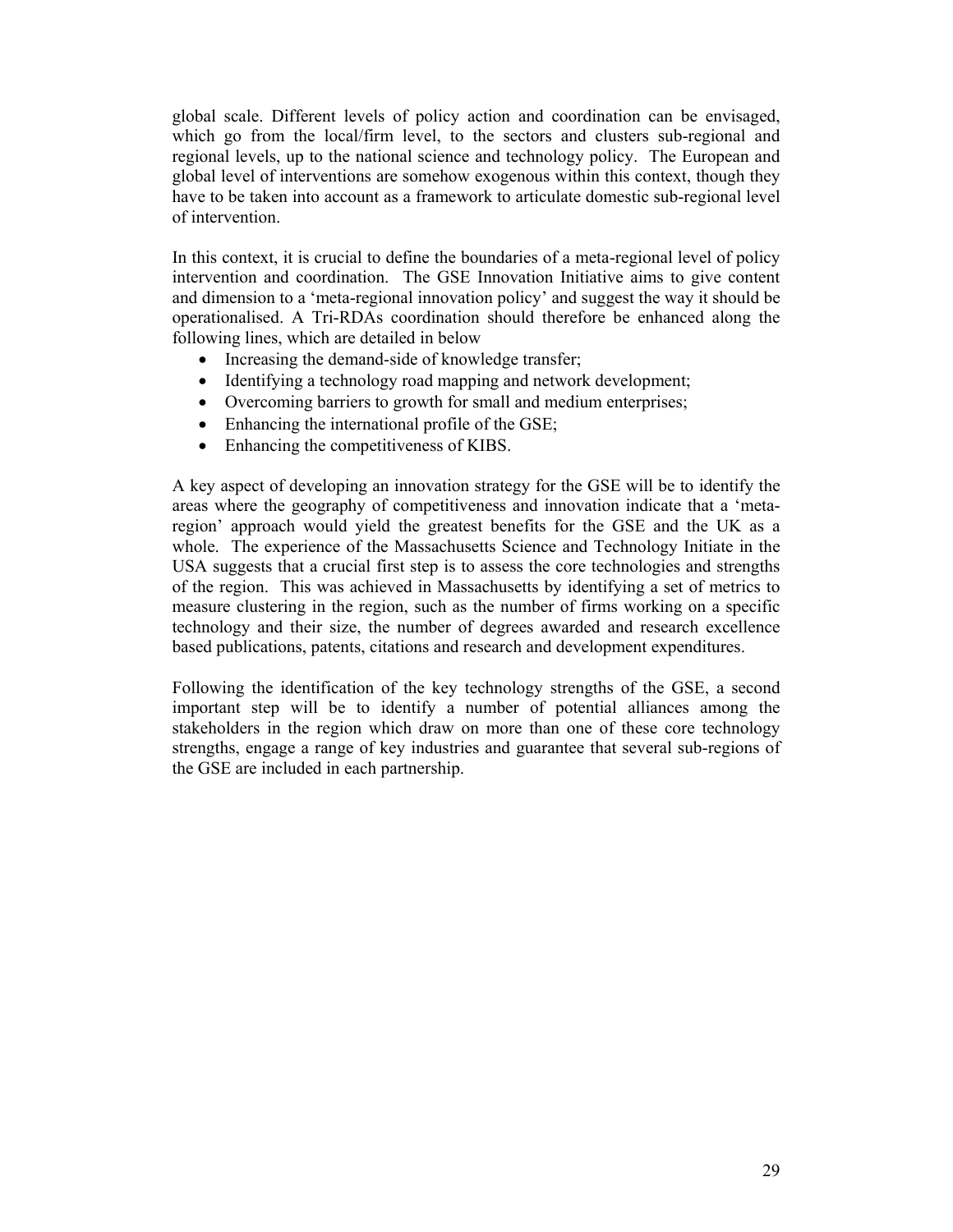global scale. Different levels of policy action and coordination can be envisaged, which go from the local/firm level, to the sectors and clusters sub-regional and regional levels, up to the national science and technology policy. The European and global level of interventions are somehow exogenous within this context, though they have to be taken into account as a framework to articulate domestic sub-regional level of intervention.

In this context, it is crucial to define the boundaries of a meta-regional level of policy intervention and coordination. The GSE Innovation Initiative aims to give content and dimension to a 'meta-regional innovation policy' and suggest the way it should be operationalised. A Tri-RDAs coordination should therefore be enhanced along the following lines, which are detailed in below

- Increasing the demand-side of knowledge transfer;
- Identifying a technology road mapping and network development;
- Overcoming barriers to growth for small and medium enterprises;
- Enhancing the international profile of the GSE;
- Enhancing the competitiveness of KIBS.

A key aspect of developing an innovation strategy for the GSE will be to identify the areas where the geography of competitiveness and innovation indicate that a 'meta-region' approach would yield the greatest benefits for the GSE and the UK as a whole. The experience of the Massachusetts Science and Technology Initiate in the USA suggests that a crucial first step is to assess the core technologies and strengths of the region. This was achieved in Massachusetts by identifying a set of metrics to measure clustering in the region, such as the number of firms working on a specific technology and their size, the number of degrees awarded and research excellence based publications, patents, citations and research and development expenditures.

Following the identification of the key technology strengths of the GSE, a second important step will be to identify a number of potential alliances among the stakeholders in the region which draw on more than one of these core technology strengths, engage a range of key industries and guarantee that several sub-regions of the GSE are included in each partnership.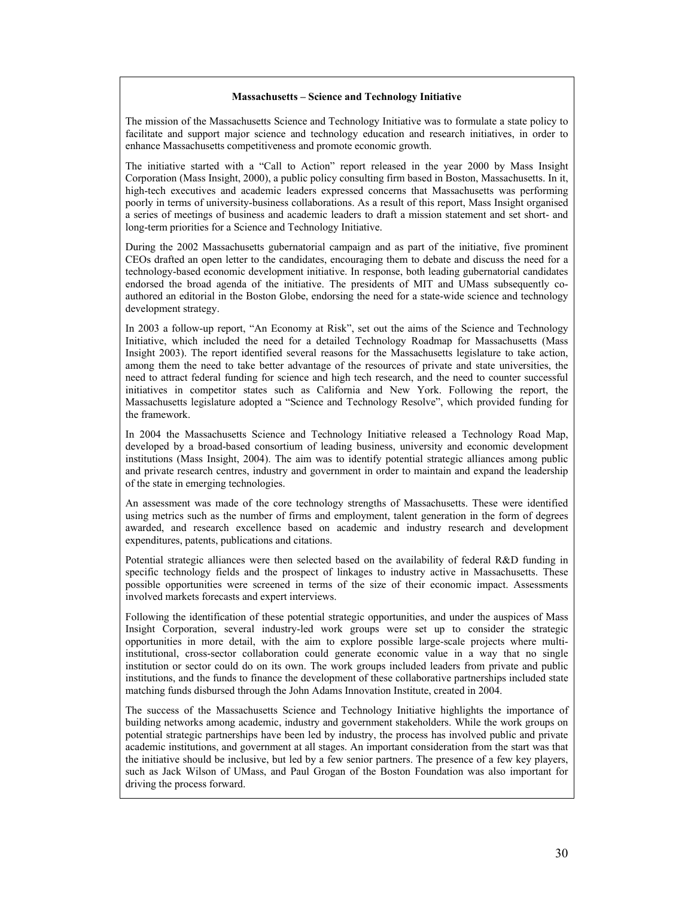**Massachusetts – Science and Technology Initiative**

The mission of the Massachusetts Science and Technology Initiative was to formulate a state policy to facilitate and support major science and technology education and research initiatives, in order to enhance Massachusetts competitiveness and promote economic growth.

The initiative started with a "Call to Action" report released in the year 2000 by Mass Insight Corporation (Mass Insight, 2000), a public policy consulting firm based in Boston, Massachusetts. In it, high-tech executives and academic leaders expressed concerns that Massachusetts was performing poorly in terms of university-business collaborations. As a result of this report, Mass Insight organised a series of meetings of business and academic leaders to draft a mission statement and set short- and long-term priorities for a Science and Technology Initiative.

During the 2002 Massachusetts gubernatorial campaign and as part of the initiative, five prominent CEOs drafted an open letter to the candidates, encouraging them to debate and discuss the need for a technology-based economic development initiative. In response, both leading gubernatorial candidates endorsed the broad agenda of the initiative. The presidents of MIT and UMass subsequently co-authored an editorial in the Boston Globe, endorsing the need for a state-wide science and technology development strategy.

In 2003 a follow-up report, "An Economy at Risk", set out the aims of the Science and Technology Initiative, which included the need for a detailed Technology Roadmap for Massachusetts (Mass Insight 2003). The report identified several reasons for the Massachusetts legislature to take action, among them the need to take better advantage of the resources of private and state universities, the need to attract federal funding for science and high tech research, and the need to counter successful initiatives in competitor states such as California and New York. Following the report, the Massachusetts legislature adopted a "Science and Technology Resolve", which provided funding for the framework.

In 2004 the Massachusetts Science and Technology Initiative released a Technology Road Map, developed by a broad-based consortium of leading business, university and economic development institutions (Mass Insight, 2004). The aim was to identify potential strategic alliances among public and private research centres, industry and government in order to maintain and expand the leadership of the state in emerging technologies.

An assessment was made of the core technology strengths of Massachusetts. These were identified using metrics such as the number of firms and employment, talent generation in the form of degrees awarded, and research excellence based on academic and industry research and development expenditures, patents, publications and citations.

Potential strategic alliances were then selected based on the availability of federal R&D funding in specific technology fields and the prospect of linkages to industry active in Massachusetts. These possible opportunities were screened in terms of the size of their economic impact. Assessments involved markets forecasts and expert interviews.

Following the identification of these potential strategic opportunities, and under the auspices of Mass Insight Corporation, several industry-led work groups were set up to consider the strategic opportunities in more detail, with the aim to explore possible large-scale projects where multi-institutional, cross-sector collaboration could generate economic value in a way that no single institution or sector could do on its own. The work groups included leaders from private and public institutions, and the funds to finance the development of these collaborative partnerships included state matching funds disbursed through the John Adams Innovation Institute, created in 2004.

The success of the Massachusetts Science and Technology Initiative highlights the importance of building networks among academic, industry and government stakeholders. While the work groups on potential strategic partnerships have been led by industry, the process has involved public and private academic institutions, and government at all stages. An important consideration from the start was that the initiative should be inclusive, but led by a few senior partners. The presence of a few key players, such as Jack Wilson of UMass, and Paul Grogan of the Boston Foundation was also important for driving the process forward.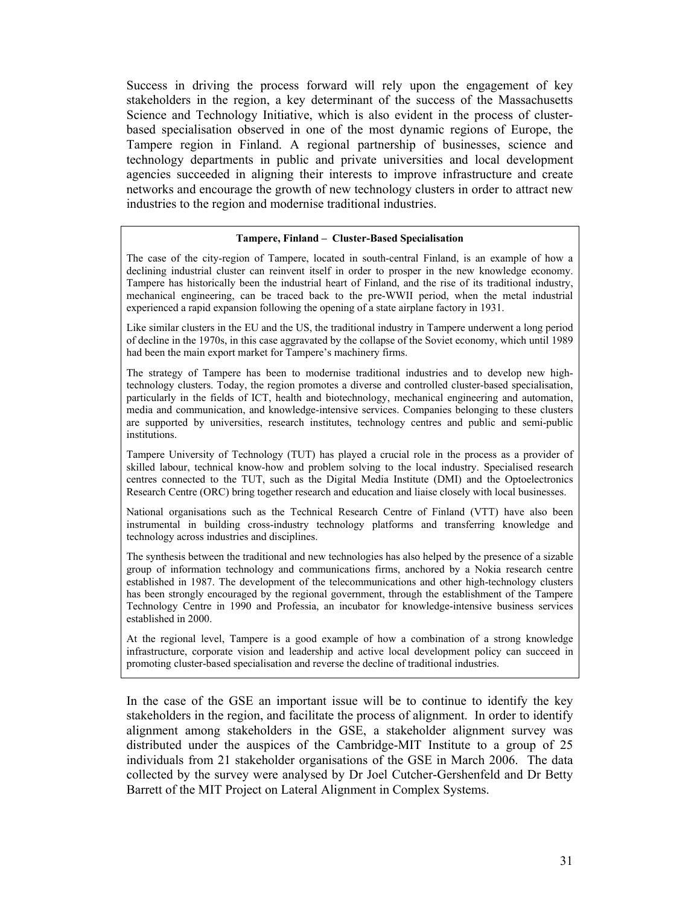Success in driving the process forward will rely upon the engagement of key stakeholders in the region, a key determinant of the success of the Massachusetts Science and Technology Initiative, which is also evident in the process of cluster-based specialisation observed in one of the most dynamic regions of Europe, the Tampere region in Finland. A regional partnership of businesses, science and technology departments in public and private universities and local development agencies succeeded in aligning their interests to improve infrastructure and create networks and encourage the growth of new technology clusters in order to attract new industries to the region and modernise traditional industries.

**Tampere, Finland – Cluster-Based Specialisation**

The case of the city-region of Tampere, located in south-central Finland, is an example of how a declining industrial cluster can reinvent itself in order to prosper in the new knowledge economy. Tampere has historically been the industrial heart of Finland, and the rise of its traditional industry, mechanical engineering, can be traced back to the pre-WWII period, when the metal industrial experienced a rapid expansion following the opening of a state airplane factory in 1931.

Like similar clusters in the EU and the US, the traditional industry in Tampere underwent a long period of decline in the 1970s, in this case aggravated by the collapse of the Soviet economy, which until 1989 had been the main export market for Tampere's machinery firms.

The strategy of Tampere has been to modernise traditional industries and to develop new high-technology clusters. Today, the region promotes a diverse and controlled cluster-based specialisation, particularly in the fields of ICT, health and biotechnology, mechanical engineering and automation, media and communication, and knowledge-intensive services. Companies belonging to these clusters are supported by universities, research institutes, technology centres and public and semi-public institutions.

Tampere University of Technology (TUT) has played a crucial role in the process as a provider of skilled labour, technical know-how and problem solving to the local industry. Specialised research centres connected to the TUT, such as the Digital Media Institute (DMI) and the Optoelectronics Research Centre (ORC) bring together research and education and liaise closely with local businesses.

National organisations such as the Technical Research Centre of Finland (VTT) have also been instrumental in building cross-industry technology platforms and transferring knowledge and technology across industries and disciplines.

The synthesis between the traditional and new technologies has also helped by the presence of a sizable group of information technology and communications firms, anchored by a Nokia research centre established in 1987. The development of the telecommunications and other high-technology clusters has been strongly encouraged by the regional government, through the establishment of the Tampere Technology Centre in 1990 and Professia, an incubator for knowledge-intensive business services established in 2000.

At the regional level, Tampere is a good example of how a combination of a strong knowledge infrastructure, corporate vision and leadership and active local development policy can succeed in promoting cluster-based specialisation and reverse the decline of traditional industries.

In the case of the GSE an important issue will be to continue to identify the key stakeholders in the region, and facilitate the process of alignment. In order to identify alignment among stakeholders in the GSE, a stakeholder alignment survey was distributed under the auspices of the Cambridge-MIT Institute to a group of 25 individuals from 21 stakeholder organisations of the GSE in March 2006. The data collected by the survey were analysed by Dr Joel Cutcher-Gershenfeld and Dr Betty Barrett of the MIT Project on Lateral Alignment in Complex Systems.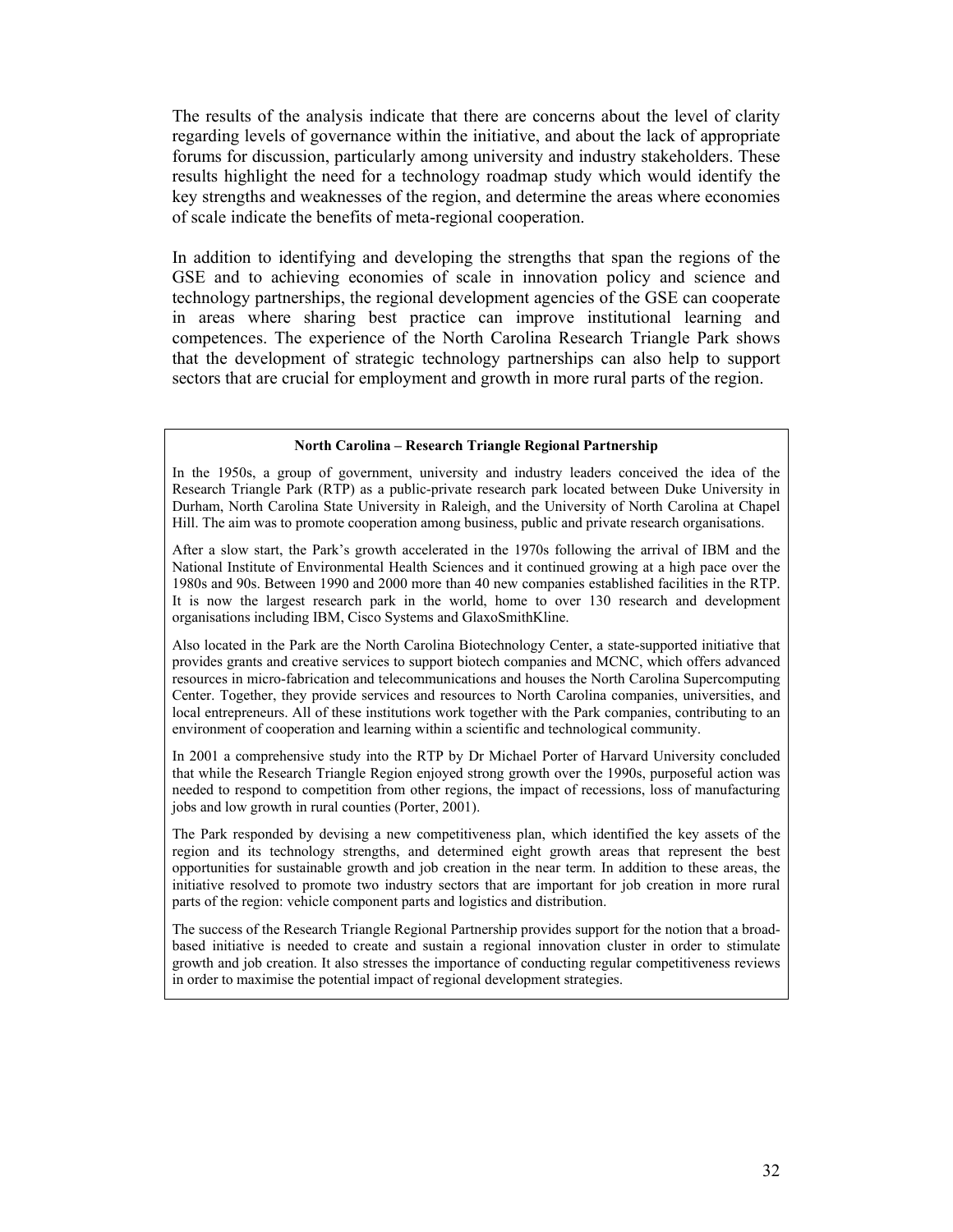The results of the analysis indicate that there are concerns about the level of clarity regarding levels of governance within the initiative, and about the lack of appropriate forums for discussion, particularly among university and industry stakeholders. These results highlight the need for a technology roadmap study which would identify the key strengths and weaknesses of the region, and determine the areas where economies of scale indicate the benefits of meta-regional cooperation.

In addition to identifying and developing the strengths that span the regions of the GSE and to achieving economies of scale in innovation policy and science and technology partnerships, the regional development agencies of the GSE can cooperate in areas where sharing best practice can improve institutional learning and competences. The experience of the North Carolina Research Triangle Park shows that the development of strategic technology partnerships can also help to support sectors that are crucial for employment and growth in more rural parts of the region.

**North Carolina – Research Triangle Regional Partnership**

In the 1950s, a group of government, university and industry leaders conceived the idea of the Research Triangle Park (RTP) as a public-private research park located between Duke University in Durham, North Carolina State University in Raleigh, and the University of North Carolina at Chapel Hill. The aim was to promote cooperation among business, public and private research organisations.

After a slow start, the Park's growth accelerated in the 1970s following the arrival of IBM and the National Institute of Environmental Health Sciences and it continued growing at a high pace over the 1980s and 90s. Between 1990 and 2000 more than 40 new companies established facilities in the RTP. It is now the largest research park in the world, home to over 130 research and development organisations including IBM, Cisco Systems and GlaxoSmithKline.

Also located in the Park are the North Carolina Biotechnology Center, a state-supported initiative that provides grants and creative services to support biotech companies and MCNC, which offers advanced resources in micro-fabrication and telecommunications and houses the North Carolina Supercomputing Center. Together, they provide services and resources to North Carolina companies, universities, and local entrepreneurs. All of these institutions work together with the Park companies, contributing to an environment of cooperation and learning within a scientific and technological community.

In 2001 a comprehensive study into the RTP by Dr Michael Porter of Harvard University concluded that while the Research Triangle Region enjoyed strong growth over the 1990s, purposeful action was needed to respond to competition from other regions, the impact of recessions, loss of manufacturing jobs and low growth in rural counties (Porter, 2001).

The Park responded by devising a new competitiveness plan, which identified the key assets of the region and its technology strengths, and determined eight growth areas that represent the best opportunities for sustainable growth and job creation in the near term. In addition to these areas, the initiative resolved to promote two industry sectors that are important for job creation in more rural parts of the region: vehicle component parts and logistics and distribution.

The success of the Research Triangle Regional Partnership provides support for the notion that a broad-based initiative is needed to create and sustain a regional innovation cluster in order to stimulate growth and job creation. It also stresses the importance of conducting regular competitiveness reviews in order to maximise the potential impact of regional development strategies.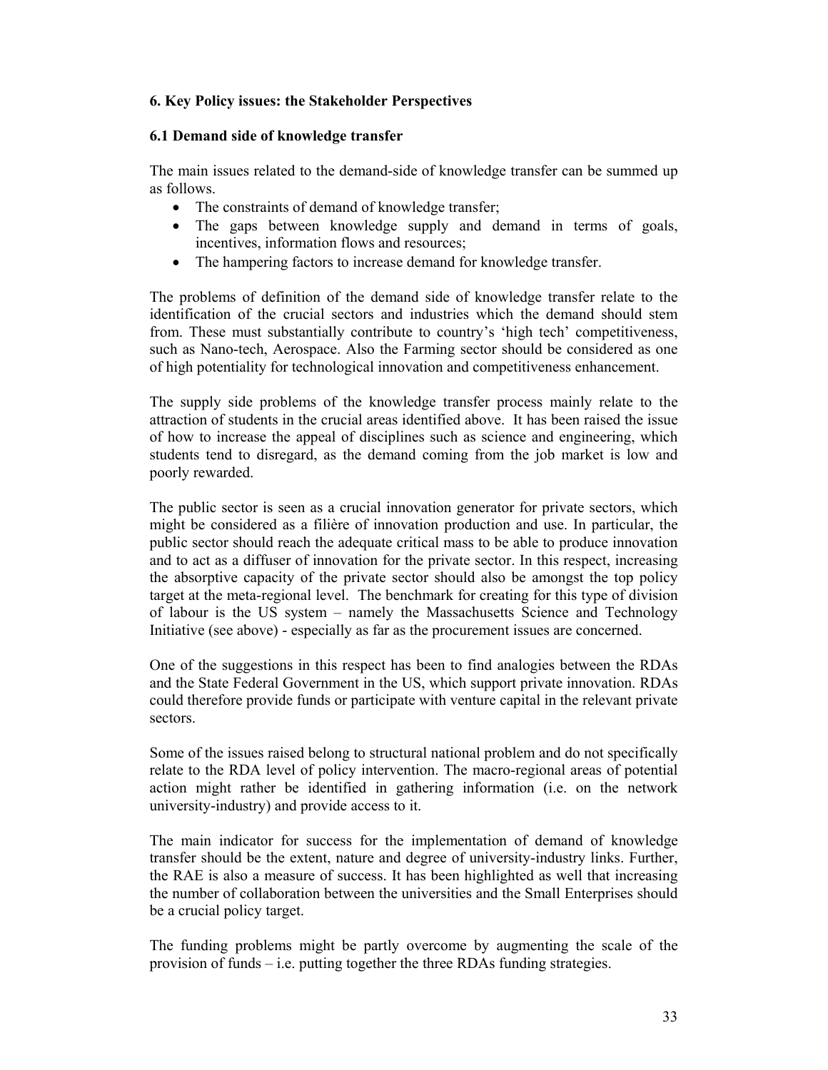## 6. Key Policy issues: the Stakeholder Perspectives

### 6.1 Demand side of knowledge transfer

The main issues related to the demand-side of knowledge transfer can be summed up as follows.

- The constraints of demand of knowledge transfer;
- The gaps between knowledge supply and demand in terms of goals, incentives, information flows and resources;
- The hampering factors to increase demand for knowledge transfer.

The problems of definition of the demand side of knowledge transfer relate to the identification of the crucial sectors and industries which the demand should stem from. These must substantially contribute to country's 'high tech' competitiveness, such as Nano-tech, Aerospace. Also the Farming sector should be considered as one of high potentiality for technological innovation and competitiveness enhancement.

The supply side problems of the knowledge transfer process mainly relate to the attraction of students in the crucial areas identified above. It has been raised the issue of how to increase the appeal of disciplines such as science and engineering, which students tend to disregard, as the demand coming from the job market is low and poorly rewarded.

The public sector is seen as a crucial innovation generator for private sectors, which might be considered as a filière of innovation production and use. In particular, the public sector should reach the adequate critical mass to be able to produce innovation and to act as a diffuser of innovation for the private sector. In this respect, increasing the absorptive capacity of the private sector should also be amongst the top policy target at the meta-regional level. The benchmark for creating for this type of division of labour is the US system – namely the Massachusetts Science and Technology Initiative (see above) - especially as far as the procurement issues are concerned.

One of the suggestions in this respect has been to find analogies between the RDAs and the State Federal Government in the US, which support private innovation. RDAs could therefore provide funds or participate with venture capital in the relevant private sectors.

Some of the issues raised belong to structural national problem and do not specifically relate to the RDA level of policy intervention. The macro-regional areas of potential action might rather be identified in gathering information (i.e. on the network university-industry) and provide access to it.

The main indicator for success for the implementation of demand of knowledge transfer should be the extent, nature and degree of university-industry links. Further, the RAE is also a measure of success. It has been highlighted as well that increasing the number of collaboration between the universities and the Small Enterprises should be a crucial policy target.

The funding problems might be partly overcome by augmenting the scale of the provision of funds – i.e. putting together the three RDAs funding strategies.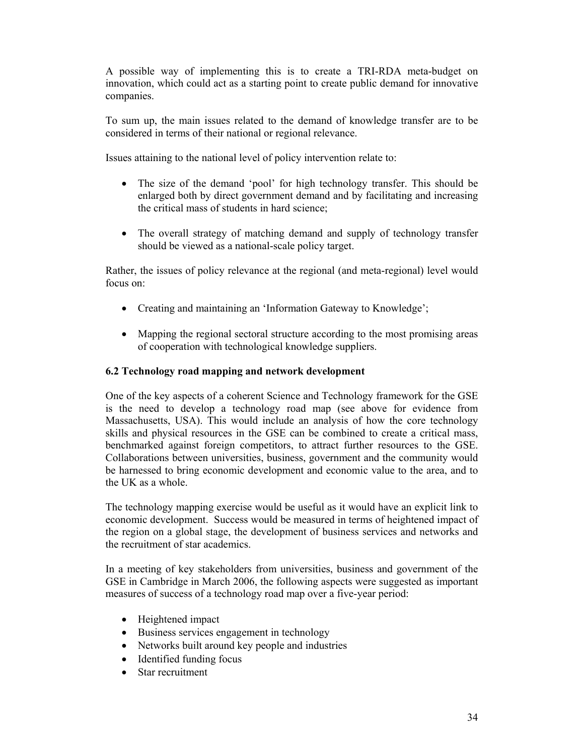A possible way of implementing this is to create a TRI-RDA meta-budget on innovation, which could act as a starting point to create public demand for innovative companies.

To sum up, the main issues related to the demand of knowledge transfer are to be considered in terms of their national or regional relevance.

Issues attaining to the national level of policy intervention relate to:

- The size of the demand 'pool' for high technology transfer. This should be enlarged both by direct government demand and by facilitating and increasing the critical mass of students in hard science;

- The overall strategy of matching demand and supply of technology transfer should be viewed as a national-scale policy target.

Rather, the issues of policy relevance at the regional (and meta-regional) level would focus on:

- Creating and maintaining an 'Information Gateway to Knowledge';

- Mapping the regional sectoral structure according to the most promising areas of cooperation with technological knowledge suppliers.

### 6.2 Technology road mapping and network development

One of the key aspects of a coherent Science and Technology framework for the GSE is the need to develop a technology road map (see above for evidence from Massachusetts, USA). This would include an analysis of how the core technology skills and physical resources in the GSE can be combined to create a critical mass, benchmarked against foreign competitors, to attract further resources to the GSE. Collaborations between universities, business, government and the community would be harnessed to bring economic development and economic value to the area, and to the UK as a whole.

The technology mapping exercise would be useful as it would have an explicit link to economic development. Success would be measured in terms of heightened impact of the region on a global stage, the development of business services and networks and the recruitment of star academics.

In a meeting of key stakeholders from universities, business and government of the GSE in Cambridge in March 2006, the following aspects were suggested as important measures of success of a technology road map over a five-year period:

- Heightened impact
- Business services engagement in technology
- Networks built around key people and industries
- Identified funding focus
- Star recruitment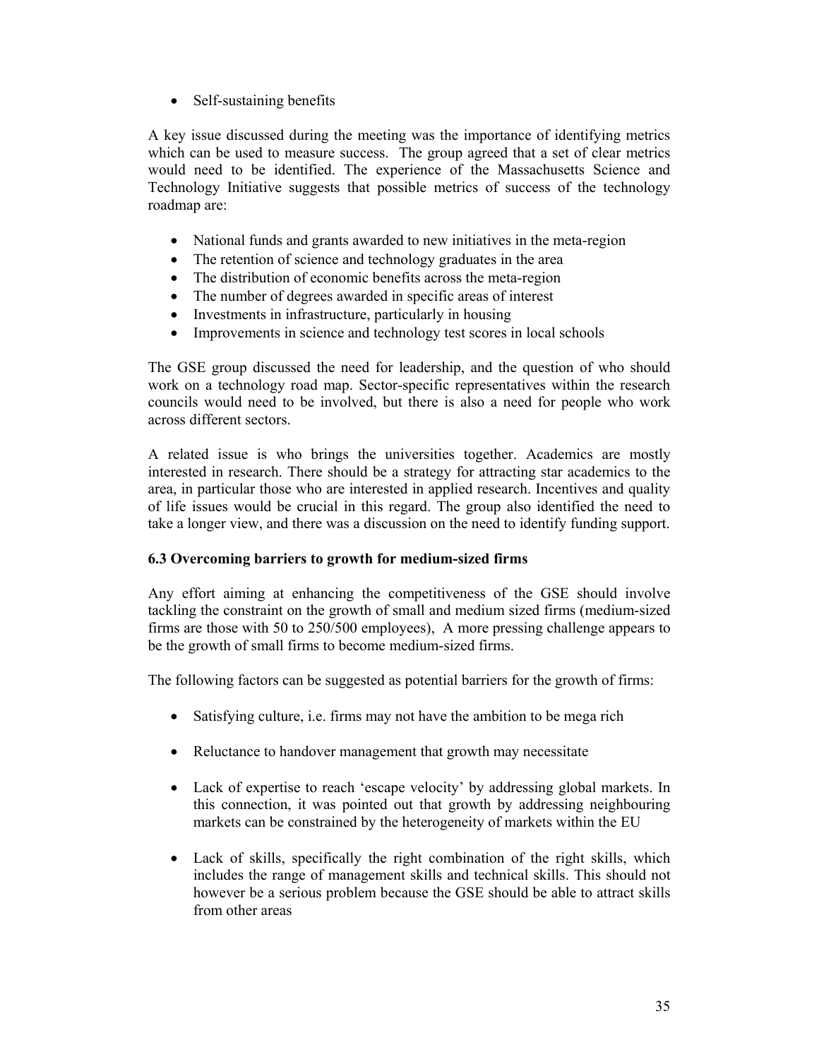- Self-sustaining benefits

A key issue discussed during the meeting was the importance of identifying metrics which can be used to measure success. The group agreed that a set of clear metrics would need to be identified. The experience of the Massachusetts Science and Technology Initiative suggests that possible metrics of success of the technology roadmap are:

- National funds and grants awarded to new initiatives in the meta-region
- The retention of science and technology graduates in the area
- The distribution of economic benefits across the meta-region
- The number of degrees awarded in specific areas of interest
- Investments in infrastructure, particularly in housing
- Improvements in science and technology test scores in local schools

The GSE group discussed the need for leadership, and the question of who should work on a technology road map. Sector-specific representatives within the research councils would need to be involved, but there is also a need for people who work across different sectors.

A related issue is who brings the universities together. Academics are mostly interested in research. There should be a strategy for attracting star academics to the area, in particular those who are interested in applied research. Incentives and quality of life issues would be crucial in this regard. The group also identified the need to take a longer view, and there was a discussion on the need to identify funding support.

### 6.3 Overcoming barriers to growth for medium-sized firms

Any effort aiming at enhancing the competitiveness of the GSE should involve tackling the constraint on the growth of small and medium sized firms (medium-sized firms are those with 50 to 250/500 employees), A more pressing challenge appears to be the growth of small firms to become medium-sized firms.

The following factors can be suggested as potential barriers for the growth of firms:

- Satisfying culture, i.e. firms may not have the ambition to be mega rich

- Reluctance to handover management that growth may necessitate

- Lack of expertise to reach 'escape velocity' by addressing global markets. In this connection, it was pointed out that growth by addressing neighbouring markets can be constrained by the heterogeneity of markets within the EU

- Lack of skills, specifically the right combination of the right skills, which includes the range of management skills and technical skills. This should not however be a serious problem because the GSE should be able to attract skills from other areas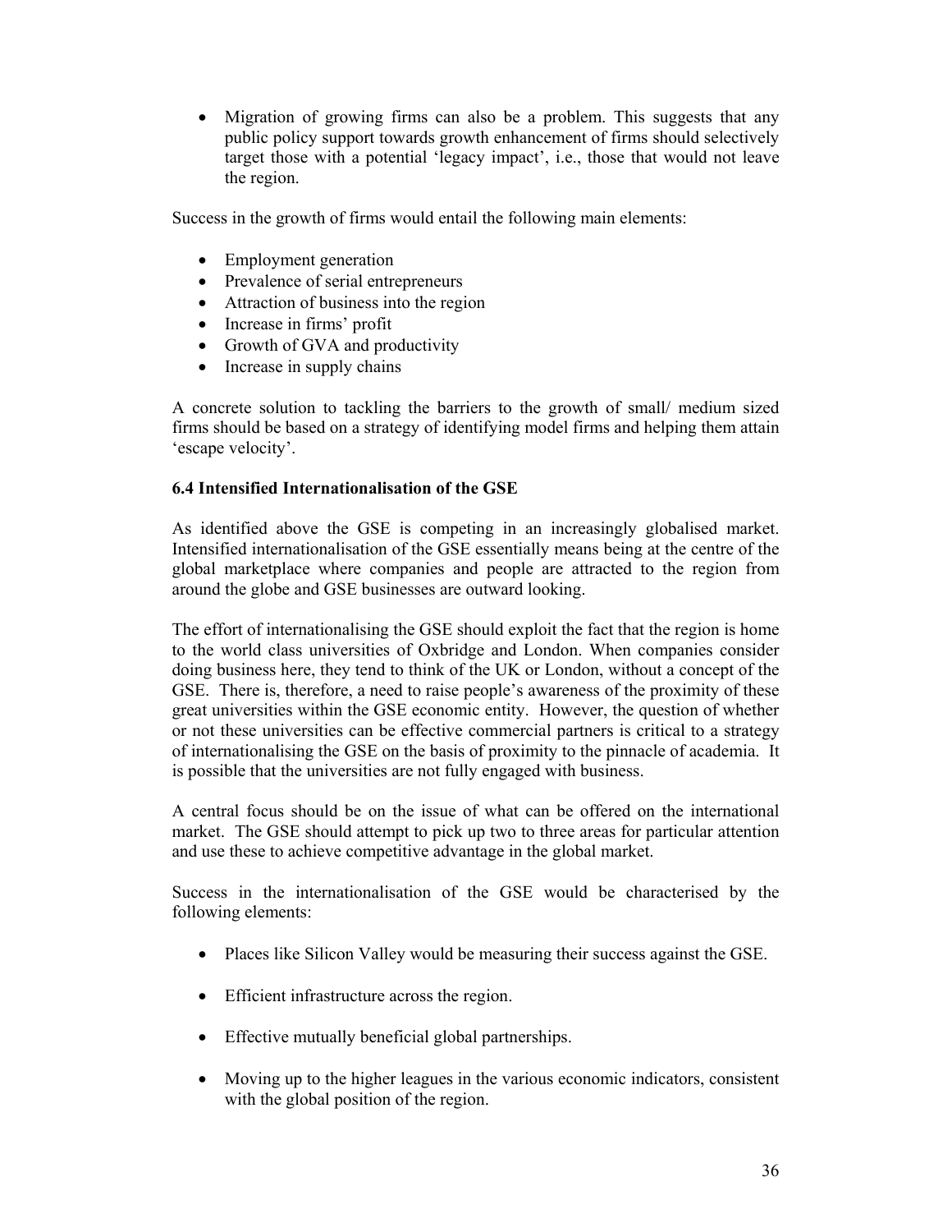- Migration of growing firms can also be a problem. This suggests that any public policy support towards growth enhancement of firms should selectively target those with a potential 'legacy impact', i.e., those that would not leave the region.

Success in the growth of firms would entail the following main elements:

- Employment generation
- Prevalence of serial entrepreneurs
- Attraction of business into the region
- Increase in firms' profit
- Growth of GVA and productivity
- Increase in supply chains

A concrete solution to tackling the barriers to the growth of small/ medium sized firms should be based on a strategy of identifying model firms and helping them attain 'escape velocity'.

### 6.4 Intensified Internationalisation of the GSE

As identified above the GSE is competing in an increasingly globalised market. Intensified internationalisation of the GSE essentially means being at the centre of the global marketplace where companies and people are attracted to the region from around the globe and GSE businesses are outward looking.

The effort of internationalising the GSE should exploit the fact that the region is home to the world class universities of Oxbridge and London. When companies consider doing business here, they tend to think of the UK or London, without a concept of the GSE. There is, therefore, a need to raise people's awareness of the proximity of these great universities within the GSE economic entity. However, the question of whether or not these universities can be effective commercial partners is critical to a strategy of internationalising the GSE on the basis of proximity to the pinnacle of academia. It is possible that the universities are not fully engaged with business.

A central focus should be on the issue of what can be offered on the international market. The GSE should attempt to pick up two to three areas for particular attention and use these to achieve competitive advantage in the global market.

Success in the internationalisation of the GSE would be characterised by the following elements:

- Places like Silicon Valley would be measuring their success against the GSE.
- Efficient infrastructure across the region.
- Effective mutually beneficial global partnerships.
- Moving up to the higher leagues in the various economic indicators, consistent with the global position of the region.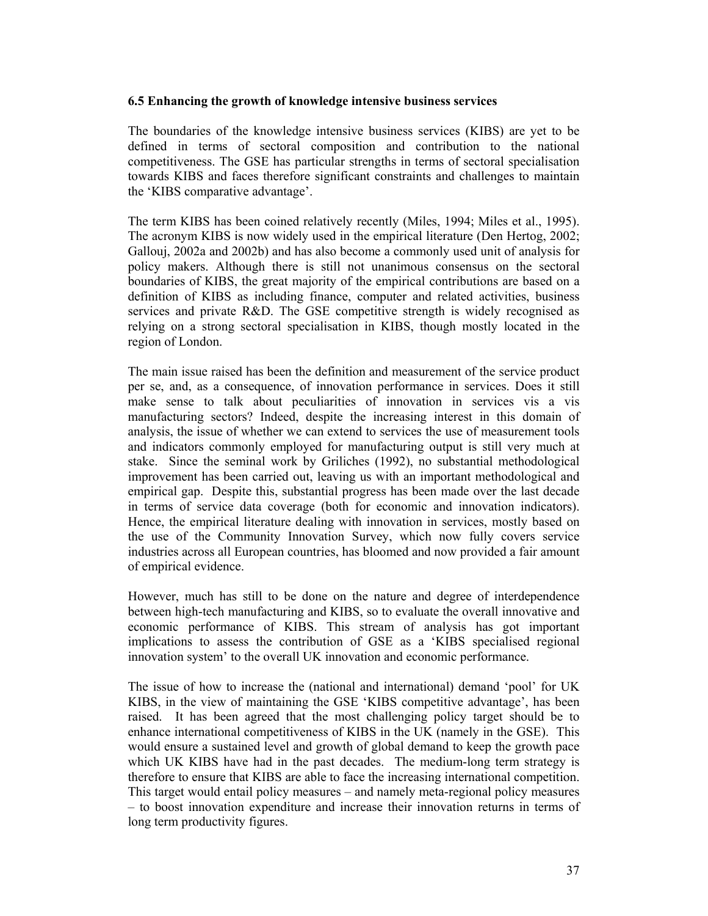### 6.5 Enhancing the growth of knowledge intensive business services

The boundaries of the knowledge intensive business services (KIBS) are yet to be defined in terms of sectoral composition and contribution to the national competitiveness. The GSE has particular strengths in terms of sectoral specialisation towards KIBS and faces therefore significant constraints and challenges to maintain the 'KIBS comparative advantage'.

The term KIBS has been coined relatively recently (Miles, 1994; Miles et al., 1995). The acronym KIBS is now widely used in the empirical literature (Den Hertog, 2002; Gallouj, 2002a and 2002b) and has also become a commonly used unit of analysis for policy makers. Although there is still not unanimous consensus on the sectoral boundaries of KIBS, the great majority of the empirical contributions are based on a definition of KIBS as including finance, computer and related activities, business services and private R&D. The GSE competitive strength is widely recognised as relying on a strong sectoral specialisation in KIBS, though mostly located in the region of London.

The main issue raised has been the definition and measurement of the service product per se, and, as a consequence, of innovation performance in services. Does it still make sense to talk about peculiarities of innovation in services vis a vis manufacturing sectors? Indeed, despite the increasing interest in this domain of analysis, the issue of whether we can extend to services the use of measurement tools and indicators commonly employed for manufacturing output is still very much at stake. Since the seminal work by Griliches (1992), no substantial methodological improvement has been carried out, leaving us with an important methodological and empirical gap. Despite this, substantial progress has been made over the last decade in terms of service data coverage (both for economic and innovation indicators). Hence, the empirical literature dealing with innovation in services, mostly based on the use of the Community Innovation Survey, which now fully covers service industries across all European countries, has bloomed and now provided a fair amount of empirical evidence.

However, much has still to be done on the nature and degree of interdependence between high-tech manufacturing and KIBS, so to evaluate the overall innovative and economic performance of KIBS. This stream of analysis has got important implications to assess the contribution of GSE as a 'KIBS specialised regional innovation system' to the overall UK innovation and economic performance.

The issue of how to increase the (national and international) demand 'pool' for UK KIBS, in the view of maintaining the GSE 'KIBS competitive advantage', has been raised. It has been agreed that the most challenging policy target should be to enhance international competitiveness of KIBS in the UK (namely in the GSE). This would ensure a sustained level and growth of global demand to keep the growth pace which UK KIBS have had in the past decades. The medium-long term strategy is therefore to ensure that KIBS are able to face the increasing international competition. This target would entail policy measures – and namely meta-regional policy measures – to boost innovation expenditure and increase their innovation returns in terms of long term productivity figures.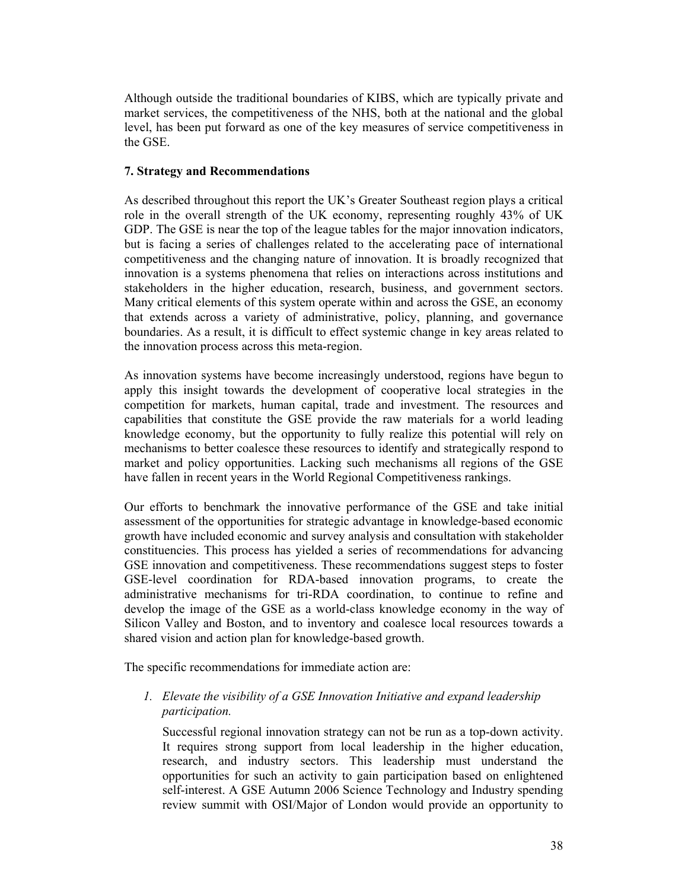Although outside the traditional boundaries of KIBS, which are typically private and market services, the competitiveness of the NHS, both at the national and the global level, has been put forward as one of the key measures of service competitiveness in the GSE.

## 7. Strategy and Recommendations

As described throughout this report the UK's Greater Southeast region plays a critical role in the overall strength of the UK economy, representing roughly 43% of UK GDP. The GSE is near the top of the league tables for the major innovation indicators, but is facing a series of challenges related to the accelerating pace of international competitiveness and the changing nature of innovation. It is broadly recognized that innovation is a systems phenomena that relies on interactions across institutions and stakeholders in the higher education, research, business, and government sectors. Many critical elements of this system operate within and across the GSE, an economy that extends across a variety of administrative, policy, planning, and governance boundaries. As a result, it is difficult to effect systemic change in key areas related to the innovation process across this meta-region.

As innovation systems have become increasingly understood, regions have begun to apply this insight towards the development of cooperative local strategies in the competition for markets, human capital, trade and investment. The resources and capabilities that constitute the GSE provide the raw materials for a world leading knowledge economy, but the opportunity to fully realize this potential will rely on mechanisms to better coalesce these resources to identify and strategically respond to market and policy opportunities. Lacking such mechanisms all regions of the GSE have fallen in recent years in the World Regional Competitiveness rankings.

Our efforts to benchmark the innovative performance of the GSE and take initial assessment of the opportunities for strategic advantage in knowledge-based economic growth have included economic and survey analysis and consultation with stakeholder constituencies. This process has yielded a series of recommendations for advancing GSE innovation and competitiveness. These recommendations suggest steps to foster GSE-level coordination for RDA-based innovation programs, to create the administrative mechanisms for tri-RDA coordination, to continue to refine and develop the image of the GSE as a world-class knowledge economy in the way of Silicon Valley and Boston, and to inventory and coalesce local resources towards a shared vision and action plan for knowledge-based growth.

The specific recommendations for immediate action are:

1. *Elevate the visibility of a GSE Innovation Initiative and expand leadership participation.*

   Successful regional innovation strategy can not be run as a top-down activity. It requires strong support from local leadership in the higher education, research, and industry sectors. This leadership must understand the opportunities for such an activity to gain participation based on enlightened self-interest. A GSE Autumn 2006 Science Technology and Industry spending review summit with OSI/Major of London would provide an opportunity to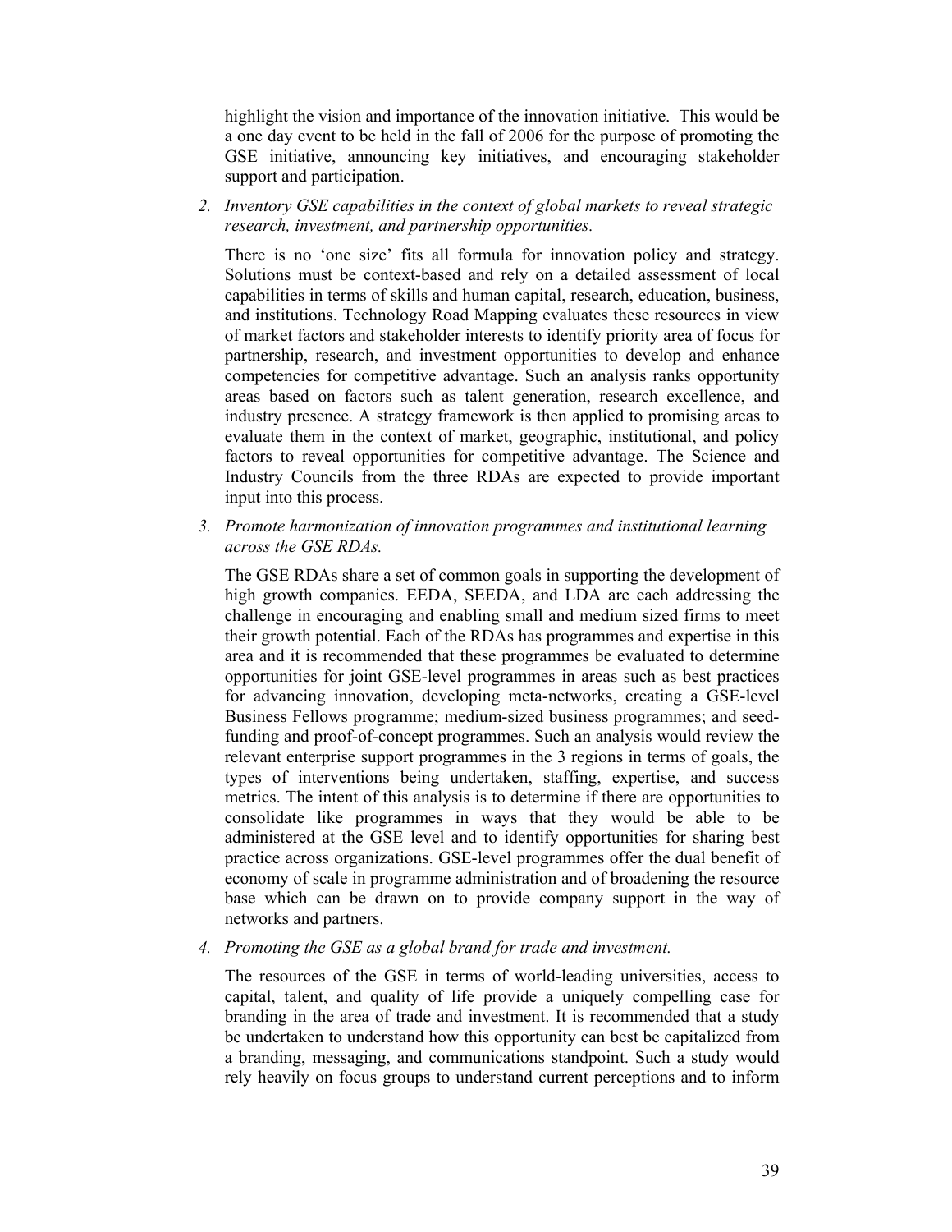highlight the vision and importance of the innovation initiative. This would be a one day event to be held in the fall of 2006 for the purpose of promoting the GSE initiative, announcing key initiatives, and encouraging stakeholder support and participation.

2. *Inventory GSE capabilities in the context of global markets to reveal strategic research, investment, and partnership opportunities.*

   There is no 'one size' fits all formula for innovation policy and strategy. Solutions must be context-based and rely on a detailed assessment of local capabilities in terms of skills and human capital, research, education, business, and institutions. Technology Road Mapping evaluates these resources in view of market factors and stakeholder interests to identify priority area of focus for partnership, research, and investment opportunities to develop and enhance competencies for competitive advantage. Such an analysis ranks opportunity areas based on factors such as talent generation, research excellence, and industry presence. A strategy framework is then applied to promising areas to evaluate them in the context of market, geographic, institutional, and policy factors to reveal opportunities for competitive advantage. The Science and Industry Councils from the three RDAs are expected to provide important input into this process.

3. *Promote harmonization of innovation programmes and institutional learning across the GSE RDAs.*

   The GSE RDAs share a set of common goals in supporting the development of high growth companies. EEDA, SEEDA, and LDA are each addressing the challenge in encouraging and enabling small and medium sized firms to meet their growth potential. Each of the RDAs has programmes and expertise in this area and it is recommended that these programmes be evaluated to determine opportunities for joint GSE-level programmes in areas such as best practices for advancing innovation, developing meta-networks, creating a GSE-level Business Fellows programme; medium-sized business programmes; and seed-funding and proof-of-concept programmes. Such an analysis would review the relevant enterprise support programmes in the 3 regions in terms of goals, the types of interventions being undertaken, staffing, expertise, and success metrics. The intent of this analysis is to determine if there are opportunities to consolidate like programmes in ways that they would be able to be administered at the GSE level and to identify opportunities for sharing best practice across organizations. GSE-level programmes offer the dual benefit of economy of scale in programme administration and of broadening the resource base which can be drawn on to provide company support in the way of networks and partners.

4. *Promoting the GSE as a global brand for trade and investment.*

   The resources of the GSE in terms of world-leading universities, access to capital, talent, and quality of life provide a uniquely compelling case for branding in the area of trade and investment. It is recommended that a study be undertaken to understand how this opportunity can best be capitalized from a branding, messaging, and communications standpoint. Such a study would rely heavily on focus groups to understand current perceptions and to inform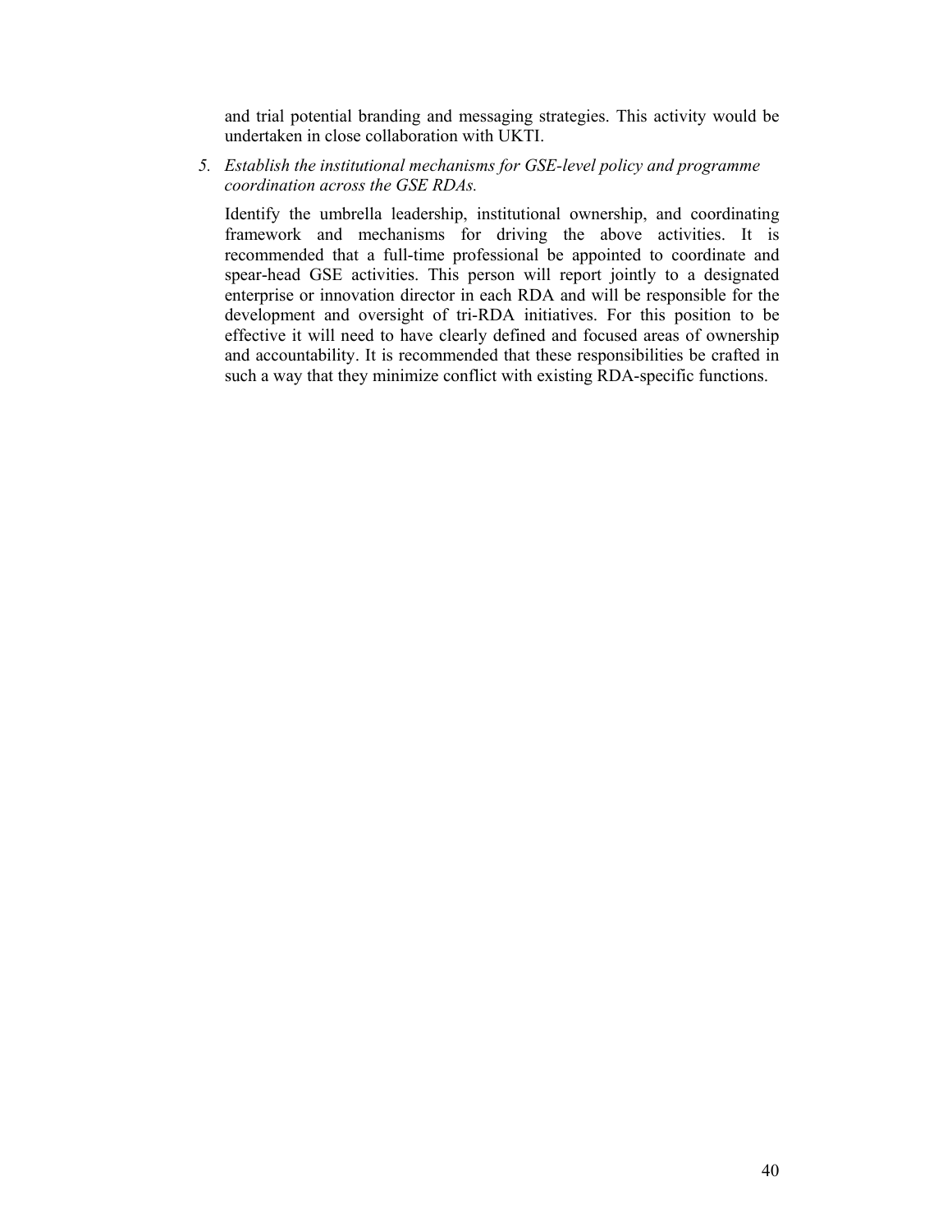and trial potential branding and messaging strategies. This activity would be undertaken in close collaboration with UKTI.

5. *Establish the institutional mechanisms for GSE-level policy and programme coordination across the GSE RDAs.*

   Identify the umbrella leadership, institutional ownership, and coordinating framework and mechanisms for driving the above activities. It is recommended that a full-time professional be appointed to coordinate and spear-head GSE activities. This person will report jointly to a designated enterprise or innovation director in each RDA and will be responsible for the development and oversight of tri-RDA initiatives. For this position to be effective it will need to have clearly defined and focused areas of ownership and accountability. It is recommended that these responsibilities be crafted in such a way that they minimize conflict with existing RDA-specific functions.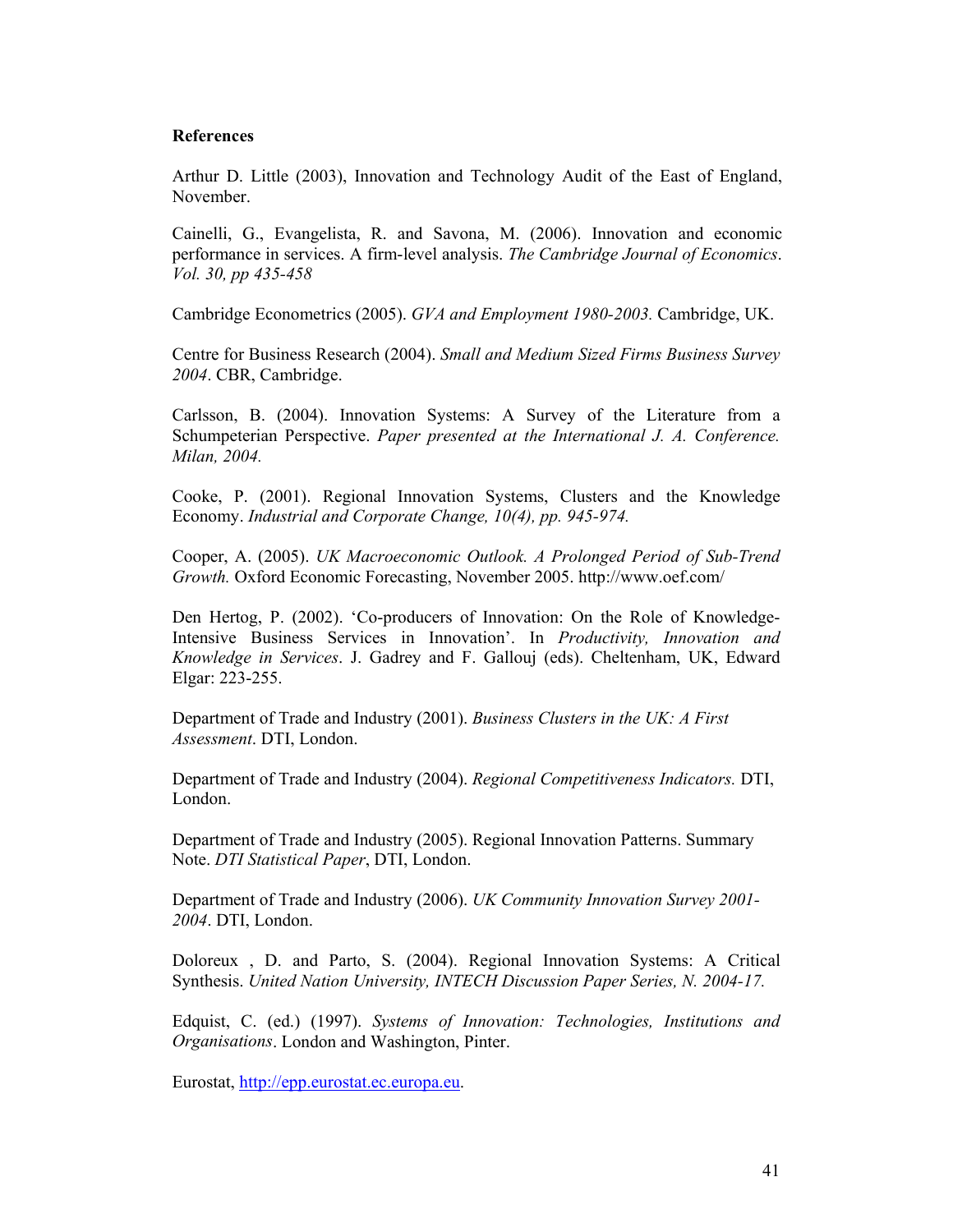**References**

Arthur D. Little (2003), Innovation and Technology Audit of the East of England, November.

Cainelli, G., Evangelista, R. and Savona, M. (2006). Innovation and economic performance in services. A firm-level analysis. *The Cambridge Journal of Economics*. *Vol. 30, pp 435-458*

Cambridge Econometrics (2005). *GVA and Employment 1980-2003.* Cambridge, UK.

Centre for Business Research (2004). *Small and Medium Sized Firms Business Survey 2004*. CBR, Cambridge.

Carlsson, B. (2004). Innovation Systems: A Survey of the Literature from a Schumpeterian Perspective. *Paper presented at the International J. A. Conference. Milan, 2004.*

Cooke, P. (2001). Regional Innovation Systems, Clusters and the Knowledge Economy. *Industrial and Corporate Change, 10(4), pp. 945-974.*

Cooper, A. (2005). *UK Macroeconomic Outlook. A Prolonged Period of Sub-Trend Growth.* Oxford Economic Forecasting, November 2005. http://www.oef.com/

Den Hertog, P. (2002). 'Co-producers of Innovation: On the Role of Knowledge-Intensive Business Services in Innovation'. In *Productivity, Innovation and Knowledge in Services*. J. Gadrey and F. Gallouj (eds). Cheltenham, UK, Edward Elgar: 223-255.

Department of Trade and Industry (2001). *Business Clusters in the UK: A First Assessment*. DTI, London.

Department of Trade and Industry (2004). *Regional Competitiveness Indicators.* DTI, London.

Department of Trade and Industry (2005). Regional Innovation Patterns. Summary Note. *DTI Statistical Paper*, DTI, London.

Department of Trade and Industry (2006). *UK Community Innovation Survey 2001-2004*. DTI, London.

Doloreux , D. and Parto, S. (2004). Regional Innovation Systems: A Critical Synthesis. *United Nation University, INTECH Discussion Paper Series, N. 2004-17.*

Edquist, C. (ed.) (1997). *Systems of Innovation: Technologies, Institutions and Organisations*. London and Washington, Pinter.

Eurostat, http://epp.eurostat.ec.europa.eu.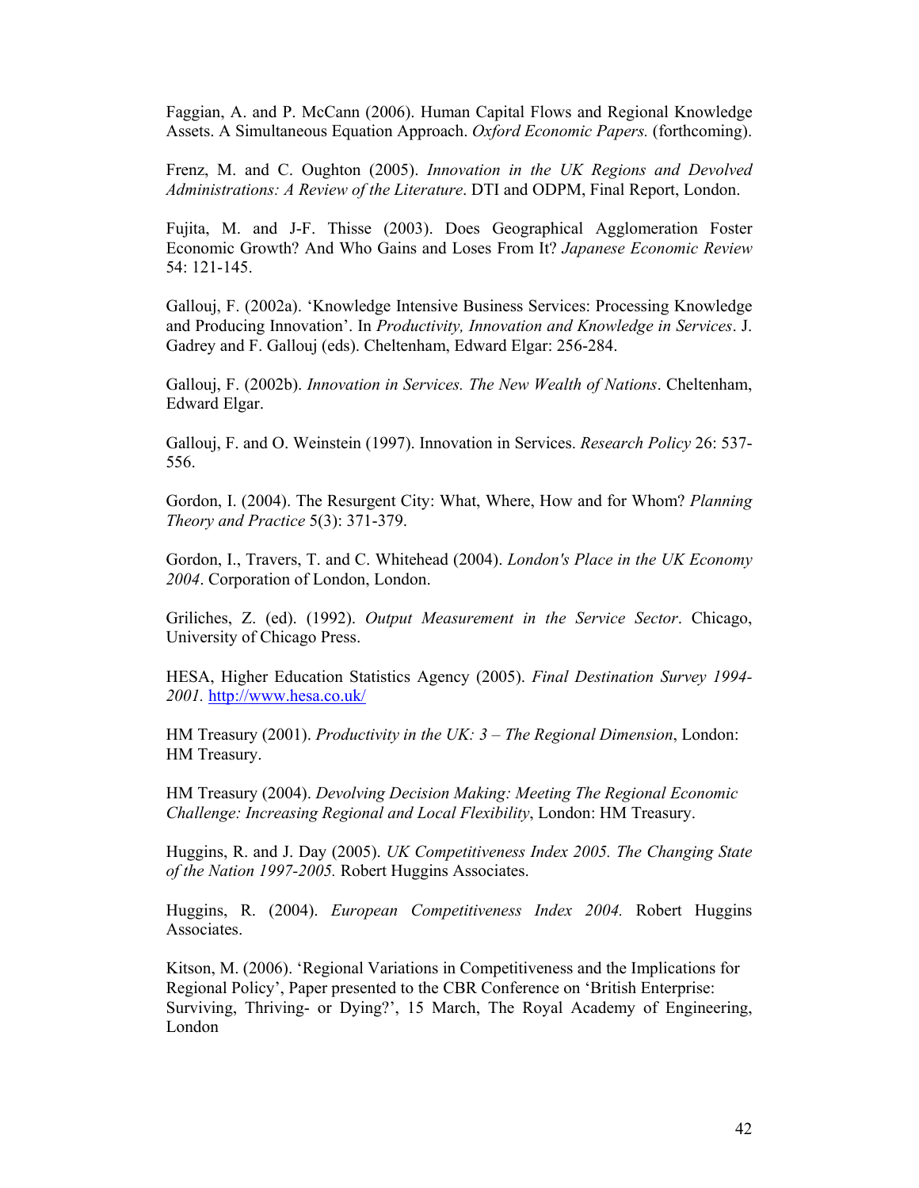Faggian, A. and P. McCann (2006). Human Capital Flows and Regional Knowledge Assets. A Simultaneous Equation Approach. *Oxford Economic Papers.* (forthcoming).

Frenz, M. and C. Oughton (2005). *Innovation in the UK Regions and Devolved Administrations: A Review of the Literature*. DTI and ODPM, Final Report, London.

Fujita, M. and J-F. Thisse (2003). Does Geographical Agglomeration Foster Economic Growth? And Who Gains and Loses From It? *Japanese Economic Review* 54: 121-145.

Gallouj, F. (2002a). 'Knowledge Intensive Business Services: Processing Knowledge and Producing Innovation'. In *Productivity, Innovation and Knowledge in Services*. J. Gadrey and F. Gallouj (eds). Cheltenham, Edward Elgar: 256-284.

Gallouj, F. (2002b). *Innovation in Services. The New Wealth of Nations*. Cheltenham, Edward Elgar.

Gallouj, F. and O. Weinstein (1997). Innovation in Services. *Research Policy* 26: 537-556.

Gordon, I. (2004). The Resurgent City: What, Where, How and for Whom? *Planning Theory and Practice* 5(3): 371-379.

Gordon, I., Travers, T. and C. Whitehead (2004). *London's Place in the UK Economy 2004*. Corporation of London, London.

Griliches, Z. (ed). (1992). *Output Measurement in the Service Sector*. Chicago, University of Chicago Press.

HESA, Higher Education Statistics Agency (2005). *Final Destination Survey 1994-2001.* http://www.hesa.co.uk/

HM Treasury (2001). *Productivity in the UK: 3 – The Regional Dimension*, London: HM Treasury.

HM Treasury (2004). *Devolving Decision Making: Meeting The Regional Economic Challenge: Increasing Regional and Local Flexibility*, London: HM Treasury.

Huggins, R. and J. Day (2005). *UK Competitiveness Index 2005. The Changing State of the Nation 1997-2005.* Robert Huggins Associates.

Huggins, R. (2004). *European Competitiveness Index 2004.* Robert Huggins Associates.

Kitson, M. (2006). 'Regional Variations in Competitiveness and the Implications for Regional Policy', Paper presented to the CBR Conference on 'British Enterprise: Surviving, Thriving- or Dying?', 15 March, The Royal Academy of Engineering, London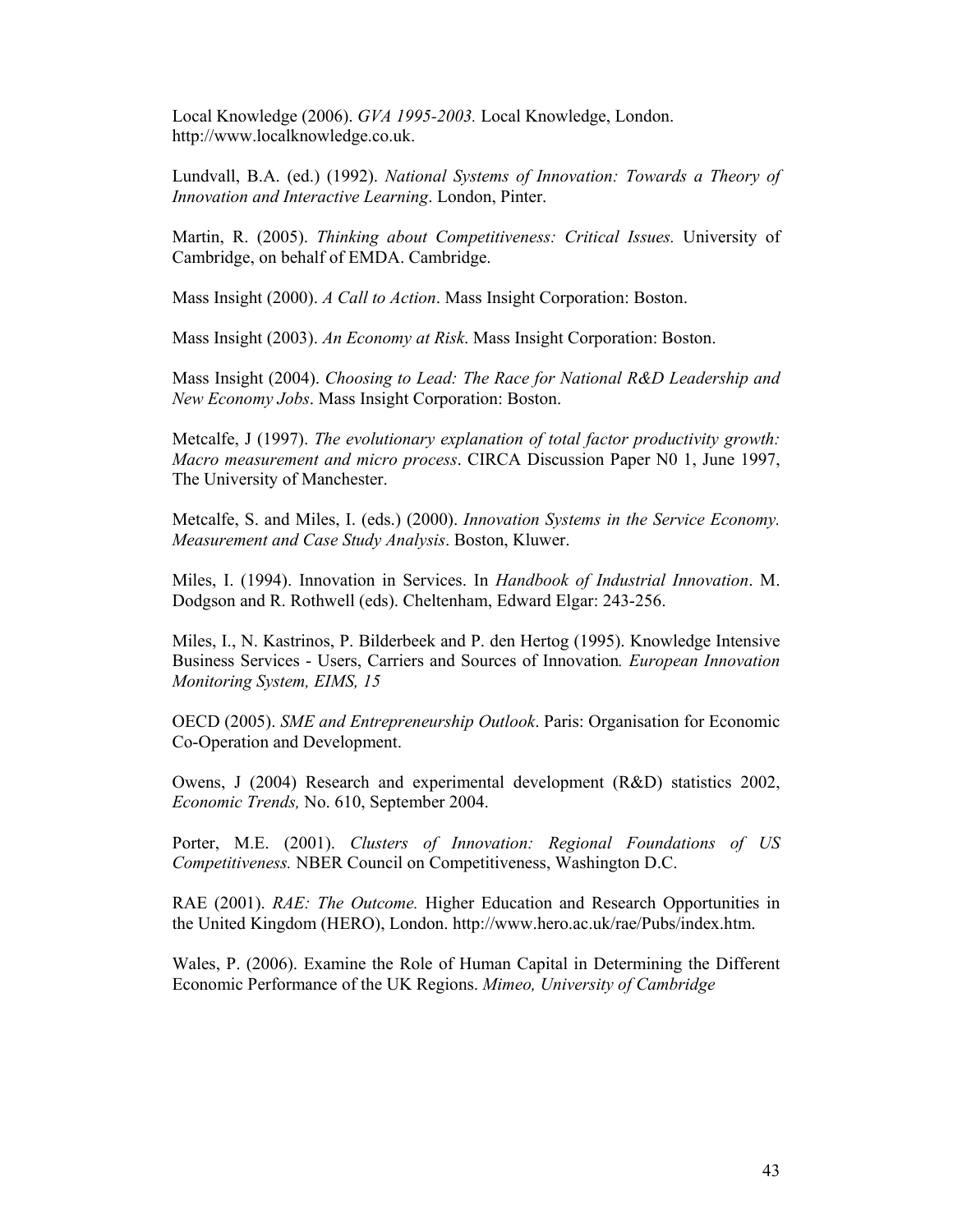Local Knowledge (2006). *GVA 1995-2003.* Local Knowledge, London. http://www.localknowledge.co.uk.

Lundvall, B.A. (ed.) (1992). *National Systems of Innovation: Towards a Theory of Innovation and Interactive Learning*. London, Pinter.

Martin, R. (2005). *Thinking about Competitiveness: Critical Issues.* University of Cambridge, on behalf of EMDA. Cambridge.

Mass Insight (2000). *A Call to Action*. Mass Insight Corporation: Boston.

Mass Insight (2003). *An Economy at Risk*. Mass Insight Corporation: Boston.

Mass Insight (2004). *Choosing to Lead: The Race for National R&D Leadership and New Economy Jobs*. Mass Insight Corporation: Boston.

Metcalfe, J (1997). *The evolutionary explanation of total factor productivity growth: Macro measurement and micro process*. CIRCA Discussion Paper N0 1, June 1997, The University of Manchester.

Metcalfe, S. and Miles, I. (eds.) (2000). *Innovation Systems in the Service Economy. Measurement and Case Study Analysis*. Boston, Kluwer.

Miles, I. (1994). Innovation in Services. In *Handbook of Industrial Innovation*. M. Dodgson and R. Rothwell (eds). Cheltenham, Edward Elgar: 243-256.

Miles, I., N. Kastrinos, P. Bilderbeek and P. den Hertog (1995). Knowledge Intensive Business Services - Users, Carriers and Sources of Innovation*. European Innovation Monitoring System, EIMS, 15*

OECD (2005). *SME and Entrepreneurship Outlook*. Paris: Organisation for Economic Co-Operation and Development.

Owens, J (2004) Research and experimental development (R&D) statistics 2002, *Economic Trends,* No. 610, September 2004.

Porter, M.E. (2001). *Clusters of Innovation: Regional Foundations of US Competitiveness.* NBER Council on Competitiveness, Washington D.C.

RAE (2001). *RAE: The Outcome.* Higher Education and Research Opportunities in the United Kingdom (HERO), London. http://www.hero.ac.uk/rae/Pubs/index.htm.

Wales, P. (2006). Examine the Role of Human Capital in Determining the Different Economic Performance of the UK Regions. *Mimeo, University of Cambridge*